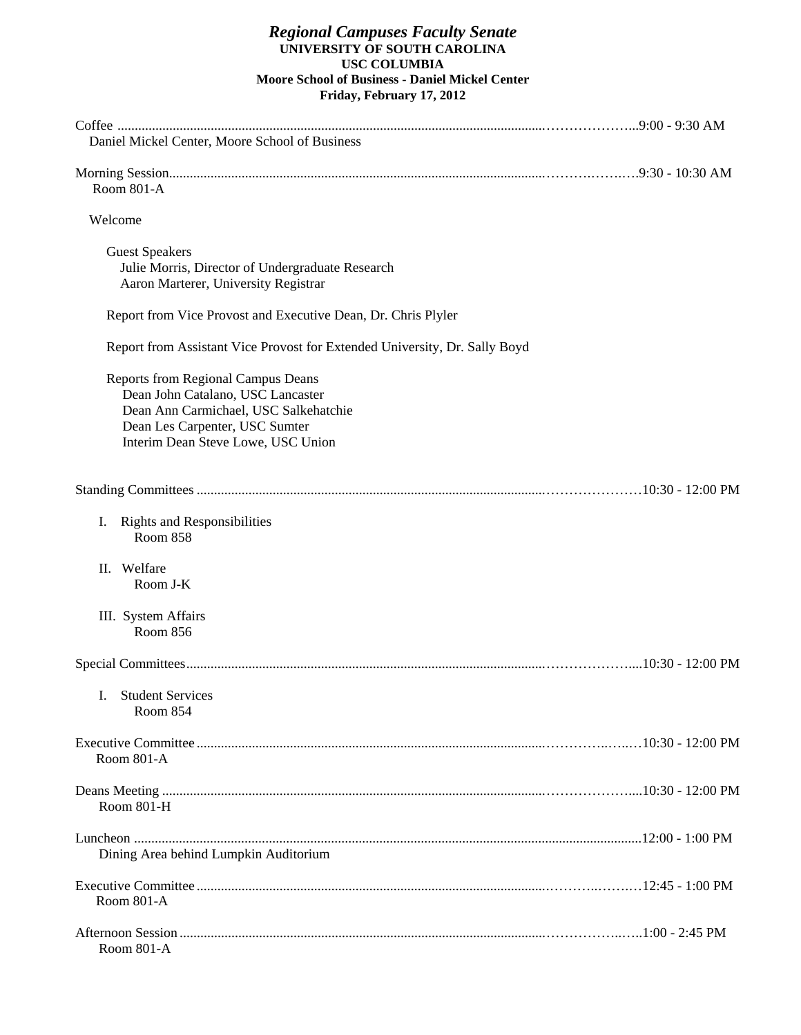# *Regional Campuses Faculty Senate*

**UNIVERSITY OF SOUTH CAROLINA**
**USC COLUMBIA**
**Moore School of Business - Daniel Mickel Center**
**Friday, February 17, 2012**

Coffee ........................................................................9:00 - 9:30 AM
Daniel Mickel Center, Moore School of Business

Morning Session........................................................................9:30 - 10:30 AM
Room 801-A

Welcome

Guest Speakers
Julie Morris, Director of Undergraduate Research
Aaron Marterer, University Registrar

Report from Vice Provost and Executive Dean, Dr. Chris Plyler

Report from Assistant Vice Provost for Extended University, Dr. Sally Boyd

Reports from Regional Campus Deans
Dean John Catalano, USC Lancaster
Dean Ann Carmichael, USC Salkehatchie
Dean Les Carpenter, USC Sumter
Interim Dean Steve Lowe, USC Union

Standing Committees ........................................................................10:30 - 12:00 PM

I. Rights and Responsibilities
Room 858

II. Welfare
Room J-K

III. System Affairs
Room 856

Special Committees........................................................................10:30 - 12:00 PM

I. Student Services
Room 854

Executive Committee ........................................................................10:30 - 12:00 PM
Room 801-A

Deans Meeting ........................................................................10:30 - 12:00 PM
Room 801-H

Luncheon ........................................................................12:00 - 1:00 PM
Dining Area behind Lumpkin Auditorium

Executive Committee ........................................................................12:45 - 1:00 PM
Room 801-A

Afternoon Session ........................................................................1:00 - 2:45 PM
Room 801-A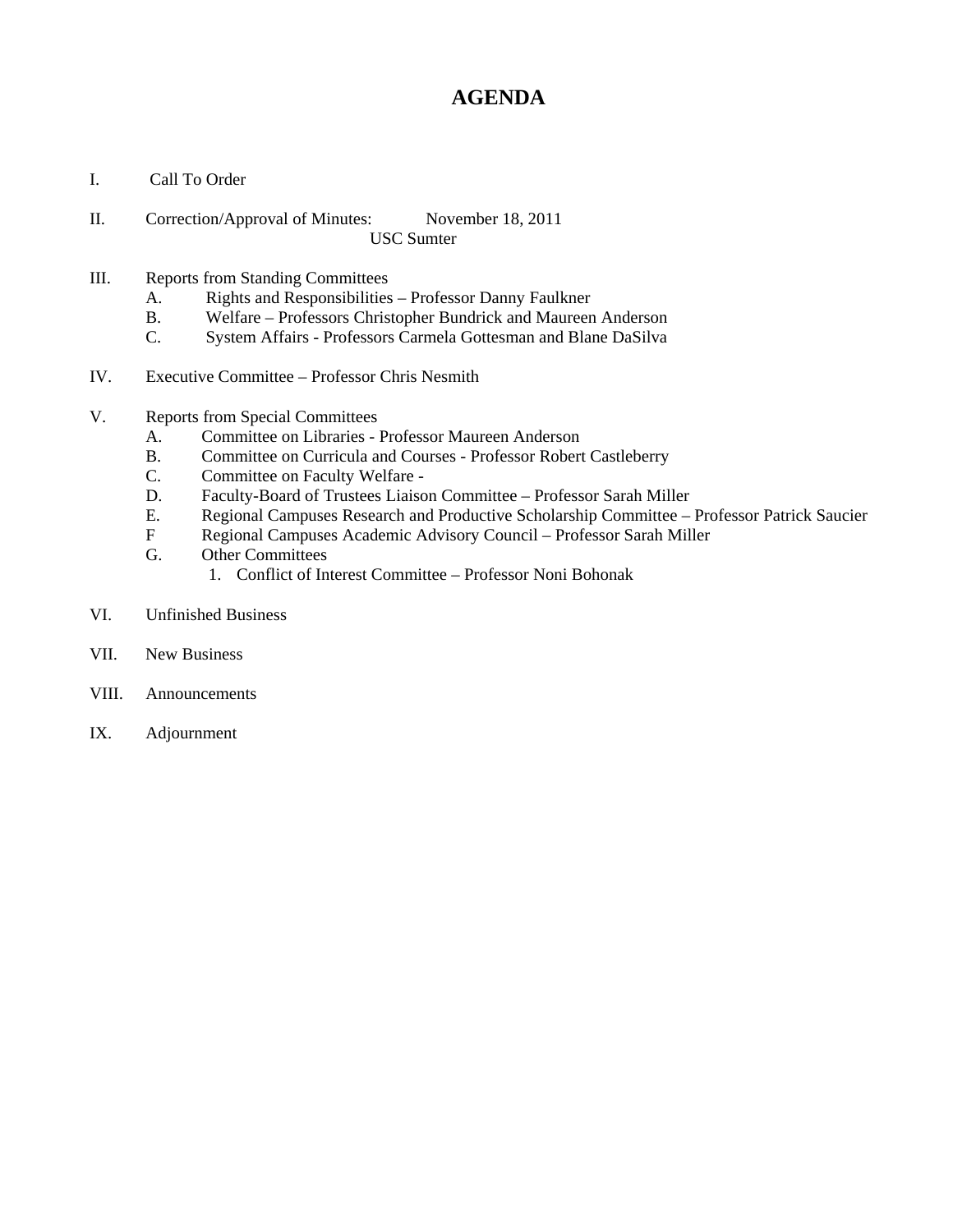# AGENDA

I. Call To Order

II. Correction/Approval of Minutes: November 18, 2011
USC Sumter

III. Reports from Standing Committees
   A. Rights and Responsibilities – Professor Danny Faulkner
   B. Welfare – Professors Christopher Bundrick and Maureen Anderson
   C. System Affairs - Professors Carmela Gottesman and Blane DaSilva

IV. Executive Committee – Professor Chris Nesmith

V. Reports from Special Committees
   A. Committee on Libraries - Professor Maureen Anderson
   B. Committee on Curricula and Courses - Professor Robert Castleberry
   C. Committee on Faculty Welfare -
   D. Faculty-Board of Trustees Liaison Committee – Professor Sarah Miller
   E. Regional Campuses Research and Productive Scholarship Committee – Professor Patrick Saucier
   F Regional Campuses Academic Advisory Council – Professor Sarah Miller
   G. Other Committees
      1. Conflict of Interest Committee – Professor Noni Bohonak

VI. Unfinished Business

VII. New Business

VIII. Announcements

IX. Adjournment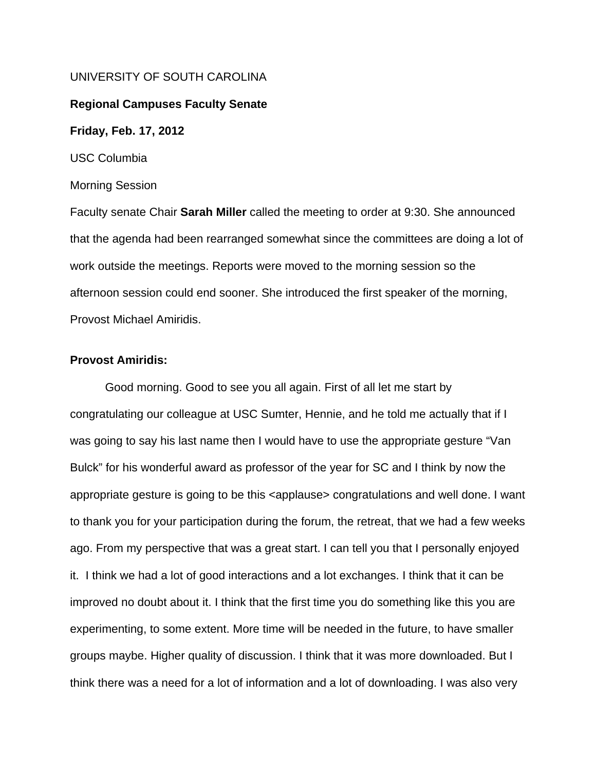UNIVERSITY OF SOUTH CAROLINA

**Regional Campuses Faculty Senate**

**Friday, Feb. 17, 2012**

USC Columbia

Morning Session

Faculty senate Chair **Sarah Miller** called the meeting to order at 9:30. She announced that the agenda had been rearranged somewhat since the committees are doing a lot of work outside the meetings. Reports were moved to the morning session so the afternoon session could end sooner. She introduced the first speaker of the morning, Provost Michael Amiridis.

**Provost Amiridis:**

Good morning. Good to see you all again. First of all let me start by congratulating our colleague at USC Sumter, Hennie, and he told me actually that if I was going to say his last name then I would have to use the appropriate gesture "Van Bulck" for his wonderful award as professor of the year for SC and I think by now the appropriate gesture is going to be this <applause> congratulations and well done. I want to thank you for your participation during the forum, the retreat, that we had a few weeks ago. From my perspective that was a great start. I can tell you that I personally enjoyed it. I think we had a lot of good interactions and a lot exchanges. I think that it can be improved no doubt about it. I think that the first time you do something like this you are experimenting, to some extent. More time will be needed in the future, to have smaller groups maybe. Higher quality of discussion. I think that it was more downloaded. But I think there was a need for a lot of information and a lot of downloading. I was also very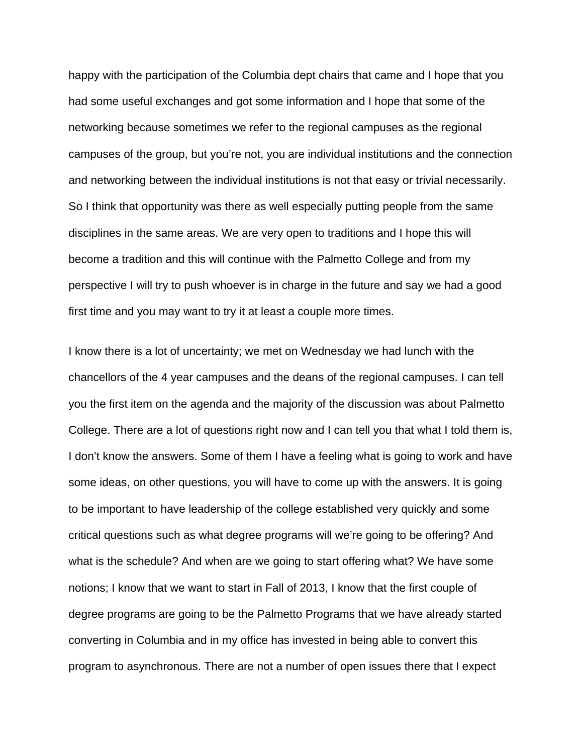happy with the participation of the Columbia dept chairs that came and I hope that you had some useful exchanges and got some information and I hope that some of the networking because sometimes we refer to the regional campuses as the regional campuses of the group, but you're not, you are individual institutions and the connection and networking between the individual institutions is not that easy or trivial necessarily. So I think that opportunity was there as well especially putting people from the same disciplines in the same areas. We are very open to traditions and I hope this will become a tradition and this will continue with the Palmetto College and from my perspective I will try to push whoever is in charge in the future and say we had a good first time and you may want to try it at least a couple more times.

I know there is a lot of uncertainty; we met on Wednesday we had lunch with the chancellors of the 4 year campuses and the deans of the regional campuses. I can tell you the first item on the agenda and the majority of the discussion was about Palmetto College. There are a lot of questions right now and I can tell you that what I told them is, I don't know the answers. Some of them I have a feeling what is going to work and have some ideas, on other questions, you will have to come up with the answers. It is going to be important to have leadership of the college established very quickly and some critical questions such as what degree programs will we're going to be offering? And what is the schedule? And when are we going to start offering what? We have some notions; I know that we want to start in Fall of 2013, I know that the first couple of degree programs are going to be the Palmetto Programs that we have already started converting in Columbia and in my office has invested in being able to convert this program to asynchronous. There are not a number of open issues there that I expect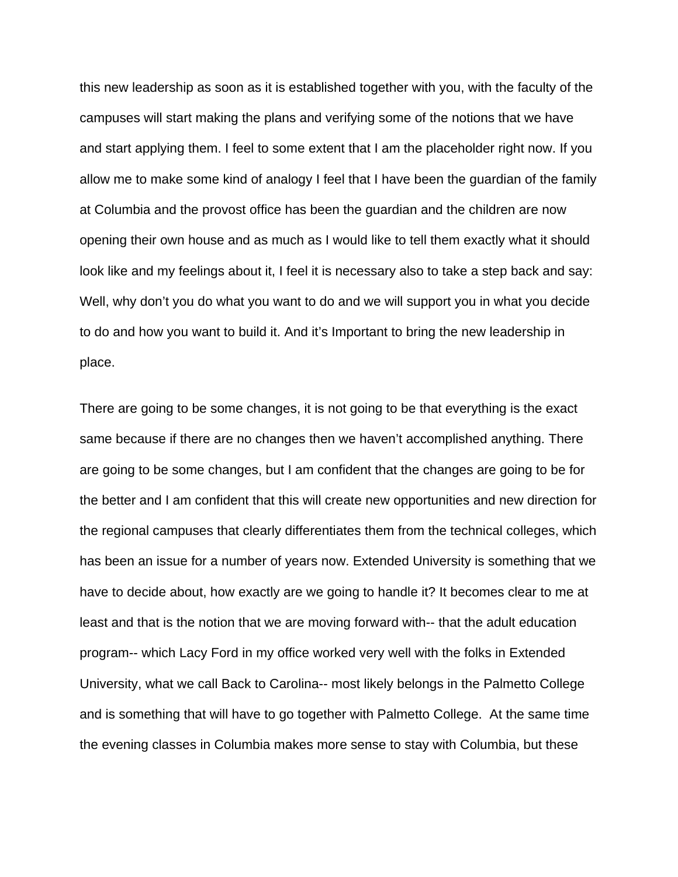this new leadership as soon as it is established together with you, with the faculty of the campuses will start making the plans and verifying some of the notions that we have and start applying them. I feel to some extent that I am the placeholder right now. If you allow me to make some kind of analogy I feel that I have been the guardian of the family at Columbia and the provost office has been the guardian and the children are now opening their own house and as much as I would like to tell them exactly what it should look like and my feelings about it, I feel it is necessary also to take a step back and say: Well, why don't you do what you want to do and we will support you in what you decide to do and how you want to build it. And it's Important to bring the new leadership in place.

There are going to be some changes, it is not going to be that everything is the exact same because if there are no changes then we haven't accomplished anything. There are going to be some changes, but I am confident that the changes are going to be for the better and I am confident that this will create new opportunities and new direction for the regional campuses that clearly differentiates them from the technical colleges, which has been an issue for a number of years now. Extended University is something that we have to decide about, how exactly are we going to handle it? It becomes clear to me at least and that is the notion that we are moving forward with-- that the adult education program-- which Lacy Ford in my office worked very well with the folks in Extended University, what we call Back to Carolina-- most likely belongs in the Palmetto College and is something that will have to go together with Palmetto College. At the same time the evening classes in Columbia makes more sense to stay with Columbia, but these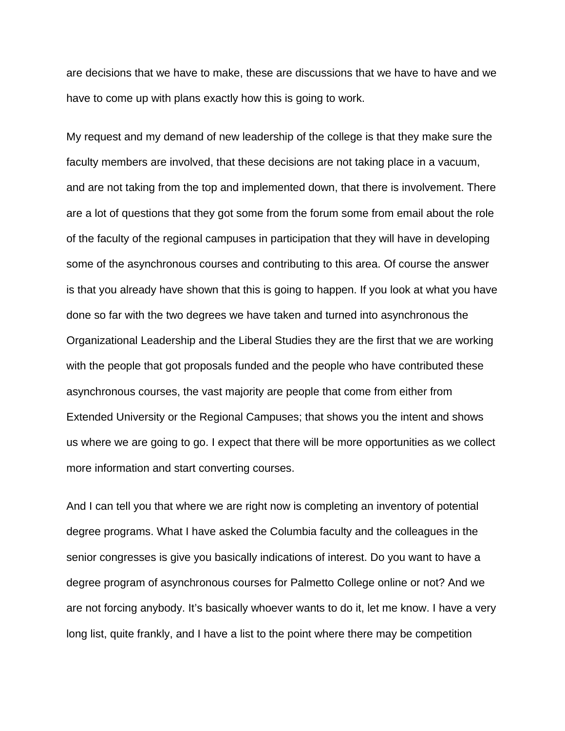are decisions that we have to make, these are discussions that we have to have and we have to come up with plans exactly how this is going to work.

My request and my demand of new leadership of the college is that they make sure the faculty members are involved, that these decisions are not taking place in a vacuum, and are not taking from the top and implemented down, that there is involvement. There are a lot of questions that they got some from the forum some from email about the role of the faculty of the regional campuses in participation that they will have in developing some of the asynchronous courses and contributing to this area. Of course the answer is that you already have shown that this is going to happen. If you look at what you have done so far with the two degrees we have taken and turned into asynchronous the Organizational Leadership and the Liberal Studies they are the first that we are working with the people that got proposals funded and the people who have contributed these asynchronous courses, the vast majority are people that come from either from Extended University or the Regional Campuses; that shows you the intent and shows us where we are going to go. I expect that there will be more opportunities as we collect more information and start converting courses.

And I can tell you that where we are right now is completing an inventory of potential degree programs. What I have asked the Columbia faculty and the colleagues in the senior congresses is give you basically indications of interest. Do you want to have a degree program of asynchronous courses for Palmetto College online or not? And we are not forcing anybody. It's basically whoever wants to do it, let me know. I have a very long list, quite frankly, and I have a list to the point where there may be competition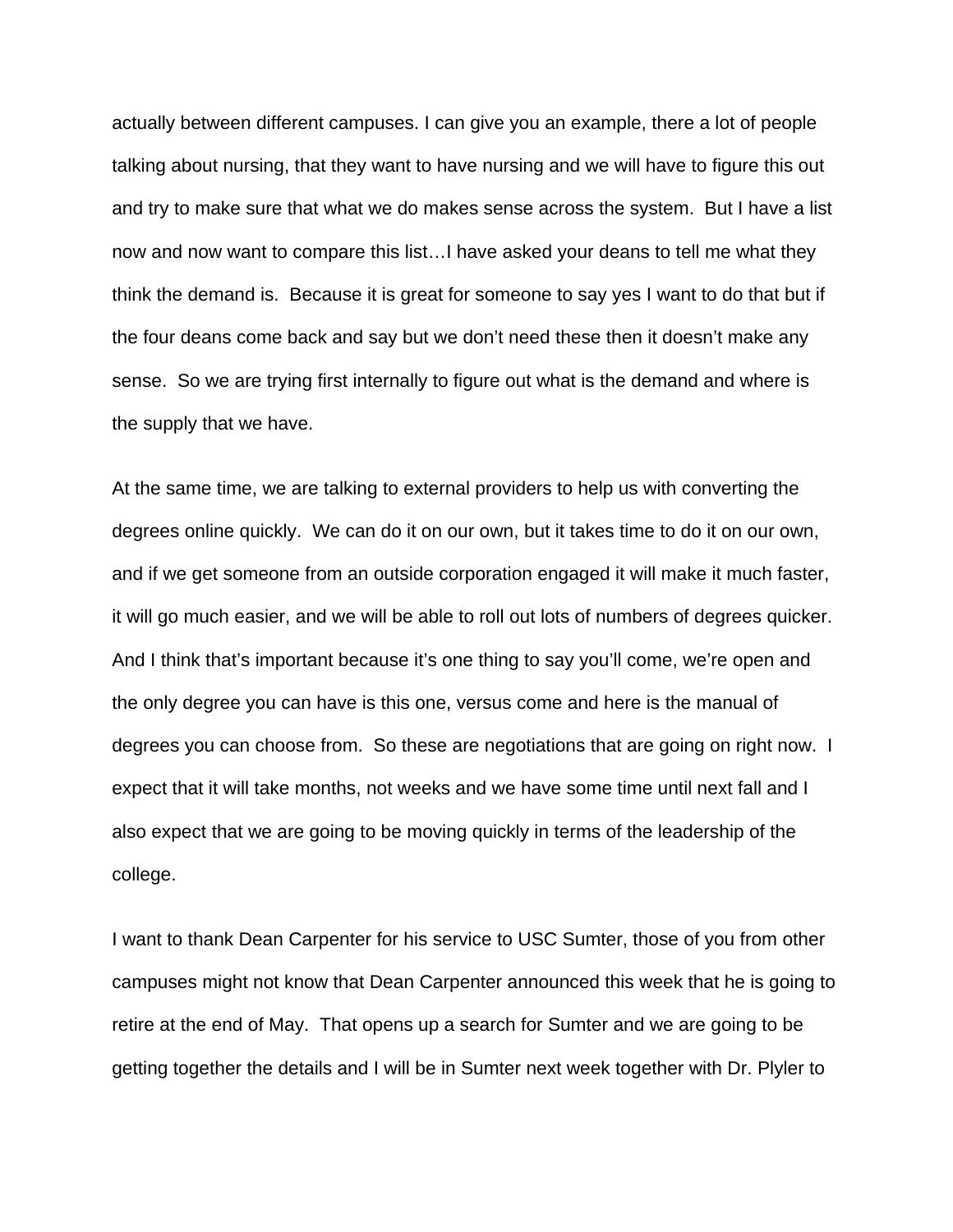actually between different campuses. I can give you an example, there a lot of people talking about nursing, that they want to have nursing and we will have to figure this out and try to make sure that what we do makes sense across the system. But I have a list now and now want to compare this list…I have asked your deans to tell me what they think the demand is. Because it is great for someone to say yes I want to do that but if the four deans come back and say but we don't need these then it doesn't make any sense. So we are trying first internally to figure out what is the demand and where is the supply that we have.

At the same time, we are talking to external providers to help us with converting the degrees online quickly. We can do it on our own, but it takes time to do it on our own, and if we get someone from an outside corporation engaged it will make it much faster, it will go much easier, and we will be able to roll out lots of numbers of degrees quicker. And I think that's important because it's one thing to say you'll come, we're open and the only degree you can have is this one, versus come and here is the manual of degrees you can choose from. So these are negotiations that are going on right now. I expect that it will take months, not weeks and we have some time until next fall and I also expect that we are going to be moving quickly in terms of the leadership of the college.

I want to thank Dean Carpenter for his service to USC Sumter, those of you from other campuses might not know that Dean Carpenter announced this week that he is going to retire at the end of May. That opens up a search for Sumter and we are going to be getting together the details and I will be in Sumter next week together with Dr. Plyler to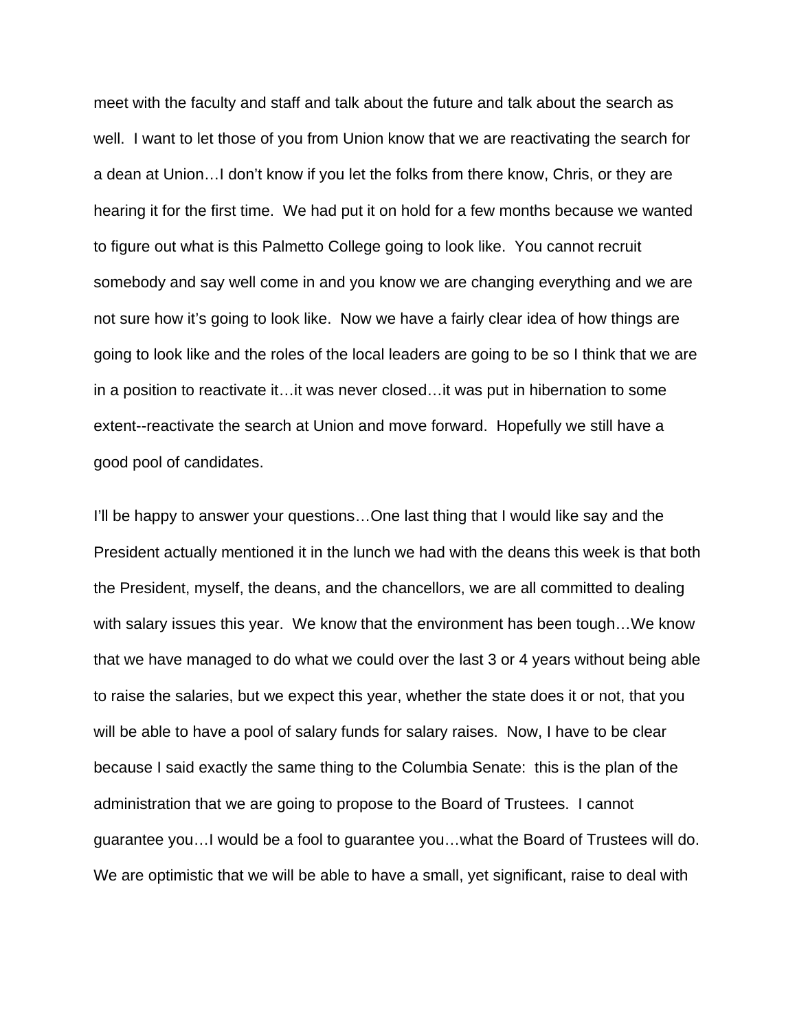meet with the faculty and staff and talk about the future and talk about the search as well. I want to let those of you from Union know that we are reactivating the search for a dean at Union…I don't know if you let the folks from there know, Chris, or they are hearing it for the first time. We had put it on hold for a few months because we wanted to figure out what is this Palmetto College going to look like. You cannot recruit somebody and say well come in and you know we are changing everything and we are not sure how it's going to look like. Now we have a fairly clear idea of how things are going to look like and the roles of the local leaders are going to be so I think that we are in a position to reactivate it…it was never closed…it was put in hibernation to some extent--reactivate the search at Union and move forward. Hopefully we still have a good pool of candidates.

I'll be happy to answer your questions…One last thing that I would like say and the President actually mentioned it in the lunch we had with the deans this week is that both the President, myself, the deans, and the chancellors, we are all committed to dealing with salary issues this year. We know that the environment has been tough…We know that we have managed to do what we could over the last 3 or 4 years without being able to raise the salaries, but we expect this year, whether the state does it or not, that you will be able to have a pool of salary funds for salary raises. Now, I have to be clear because I said exactly the same thing to the Columbia Senate: this is the plan of the administration that we are going to propose to the Board of Trustees. I cannot guarantee you…I would be a fool to guarantee you…what the Board of Trustees will do. We are optimistic that we will be able to have a small, yet significant, raise to deal with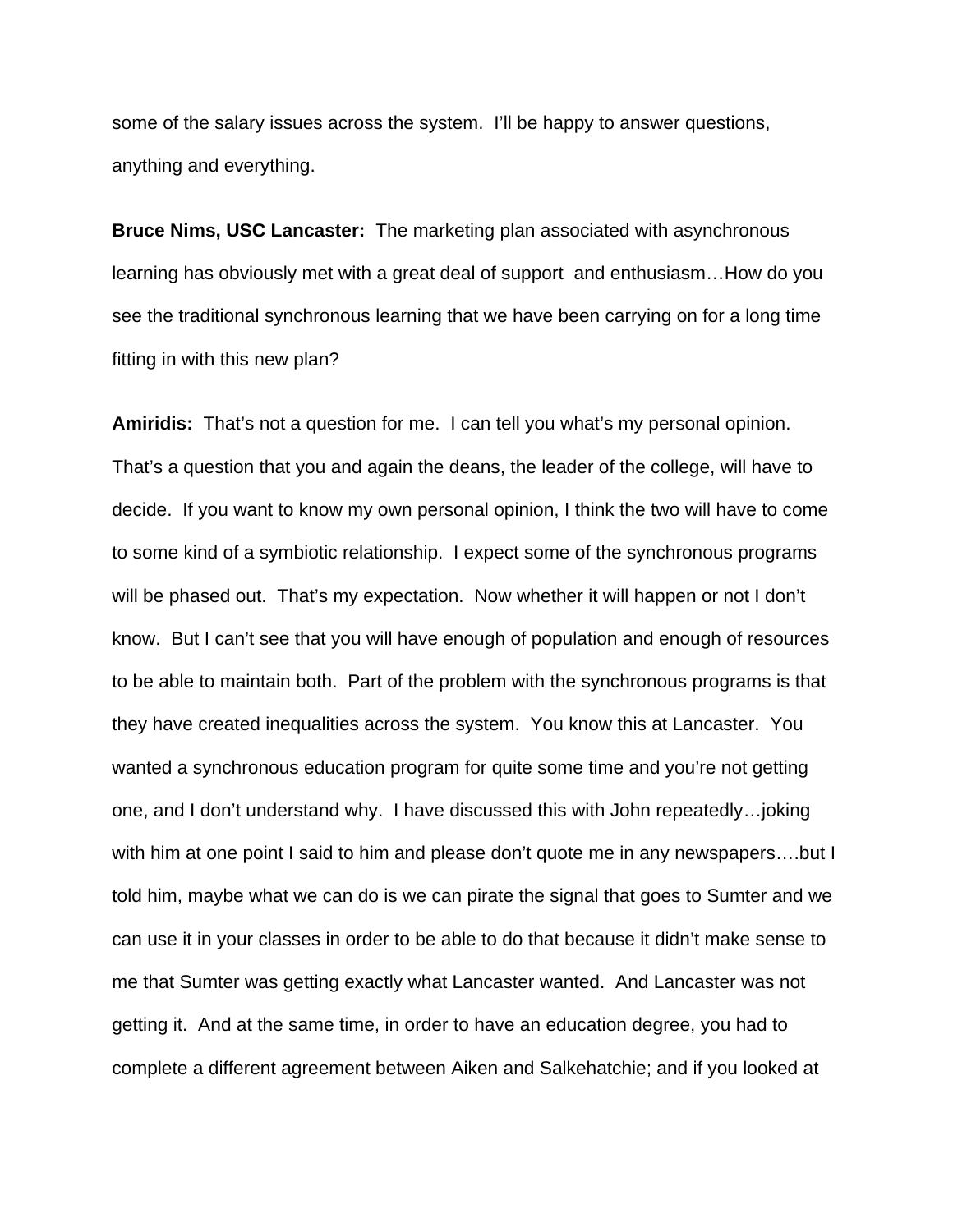some of the salary issues across the system. I'll be happy to answer questions, anything and everything.

**Bruce Nims, USC Lancaster:** The marketing plan associated with asynchronous learning has obviously met with a great deal of support and enthusiasm…How do you see the traditional synchronous learning that we have been carrying on for a long time fitting in with this new plan?

**Amiridis:** That's not a question for me. I can tell you what's my personal opinion. That's a question that you and again the deans, the leader of the college, will have to decide. If you want to know my own personal opinion, I think the two will have to come to some kind of a symbiotic relationship. I expect some of the synchronous programs will be phased out. That's my expectation. Now whether it will happen or not I don't know. But I can't see that you will have enough of population and enough of resources to be able to maintain both. Part of the problem with the synchronous programs is that they have created inequalities across the system. You know this at Lancaster. You wanted a synchronous education program for quite some time and you're not getting one, and I don't understand why. I have discussed this with John repeatedly…joking with him at one point I said to him and please don't quote me in any newspapers….but I told him, maybe what we can do is we can pirate the signal that goes to Sumter and we can use it in your classes in order to be able to do that because it didn't make sense to me that Sumter was getting exactly what Lancaster wanted. And Lancaster was not getting it. And at the same time, in order to have an education degree, you had to complete a different agreement between Aiken and Salkehatchie; and if you looked at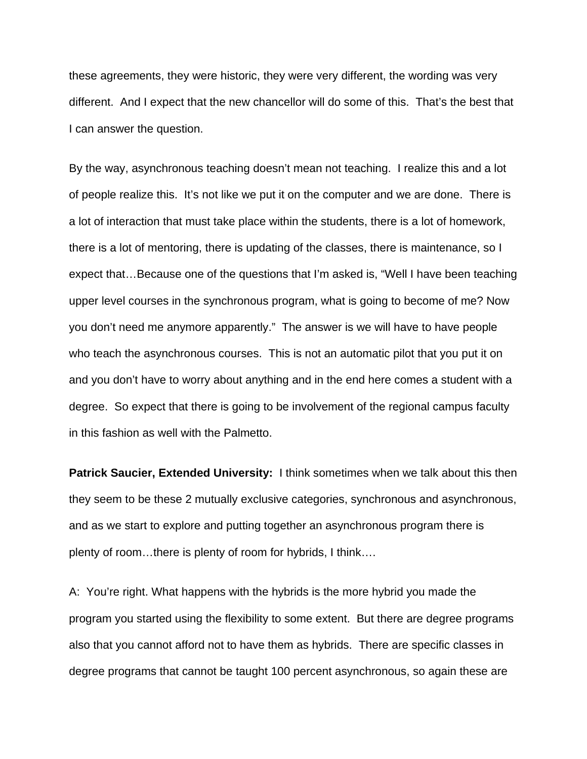these agreements, they were historic, they were very different, the wording was very different. And I expect that the new chancellor will do some of this. That's the best that I can answer the question.

By the way, asynchronous teaching doesn't mean not teaching. I realize this and a lot of people realize this. It's not like we put it on the computer and we are done. There is a lot of interaction that must take place within the students, there is a lot of homework, there is a lot of mentoring, there is updating of the classes, there is maintenance, so I expect that…Because one of the questions that I'm asked is, "Well I have been teaching upper level courses in the synchronous program, what is going to become of me? Now you don't need me anymore apparently." The answer is we will have to have people who teach the asynchronous courses. This is not an automatic pilot that you put it on and you don't have to worry about anything and in the end here comes a student with a degree. So expect that there is going to be involvement of the regional campus faculty in this fashion as well with the Palmetto.

**Patrick Saucier, Extended University:** I think sometimes when we talk about this then they seem to be these 2 mutually exclusive categories, synchronous and asynchronous, and as we start to explore and putting together an asynchronous program there is plenty of room…there is plenty of room for hybrids, I think….

A: You're right. What happens with the hybrids is the more hybrid you made the program you started using the flexibility to some extent. But there are degree programs also that you cannot afford not to have them as hybrids. There are specific classes in degree programs that cannot be taught 100 percent asynchronous, so again these are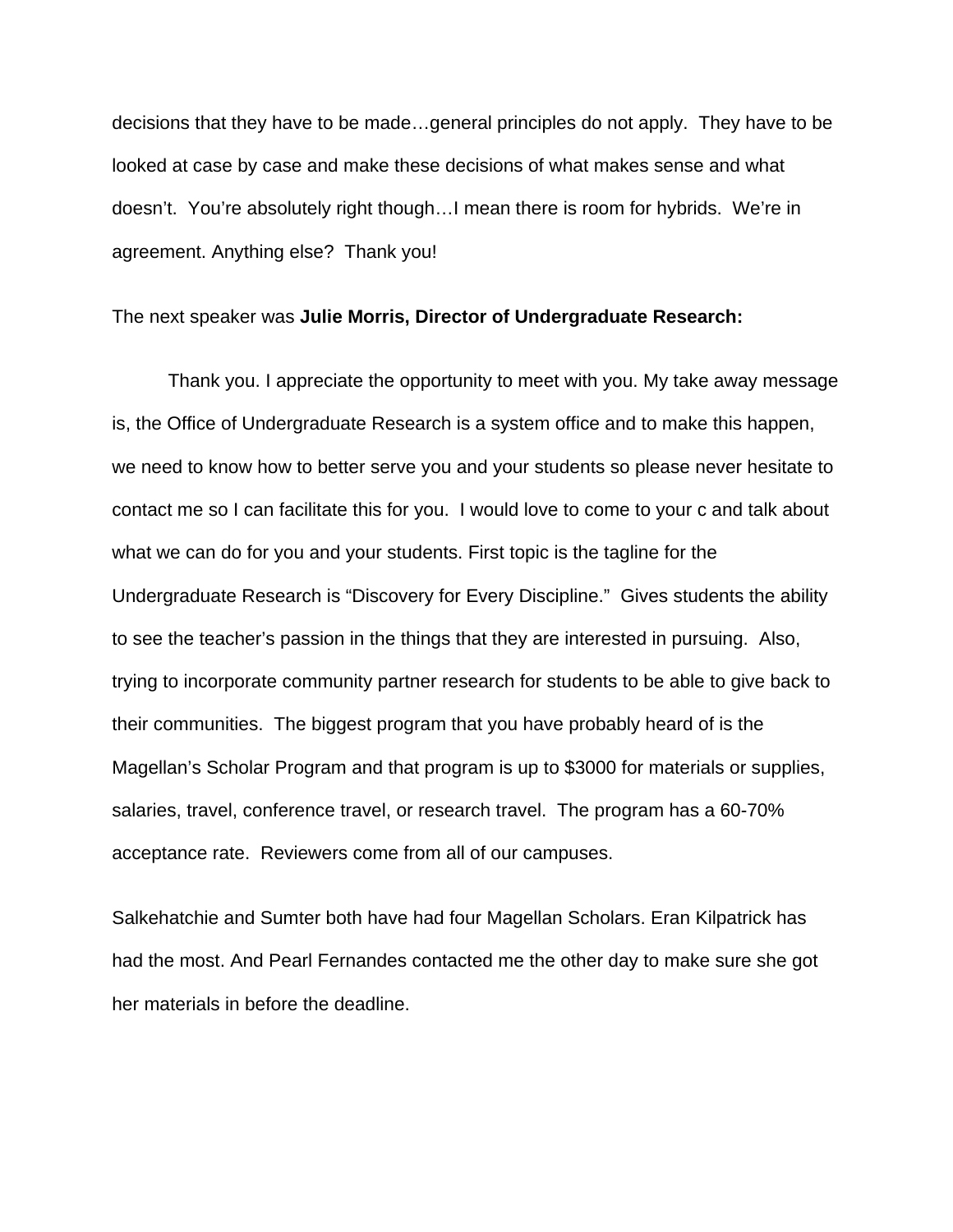decisions that they have to be made…general principles do not apply. They have to be looked at case by case and make these decisions of what makes sense and what doesn't. You're absolutely right though…I mean there is room for hybrids. We're in agreement. Anything else? Thank you!

The next speaker was **Julie Morris, Director of Undergraduate Research:**

Thank you. I appreciate the opportunity to meet with you. My take away message is, the Office of Undergraduate Research is a system office and to make this happen, we need to know how to better serve you and your students so please never hesitate to contact me so I can facilitate this for you. I would love to come to your c and talk about what we can do for you and your students. First topic is the tagline for the Undergraduate Research is "Discovery for Every Discipline." Gives students the ability to see the teacher's passion in the things that they are interested in pursuing. Also, trying to incorporate community partner research for students to be able to give back to their communities. The biggest program that you have probably heard of is the Magellan's Scholar Program and that program is up to $3000 for materials or supplies, salaries, travel, conference travel, or research travel. The program has a 60-70% acceptance rate. Reviewers come from all of our campuses.

Salkehatchie and Sumter both have had four Magellan Scholars. Eran Kilpatrick has had the most. And Pearl Fernandes contacted me the other day to make sure she got her materials in before the deadline.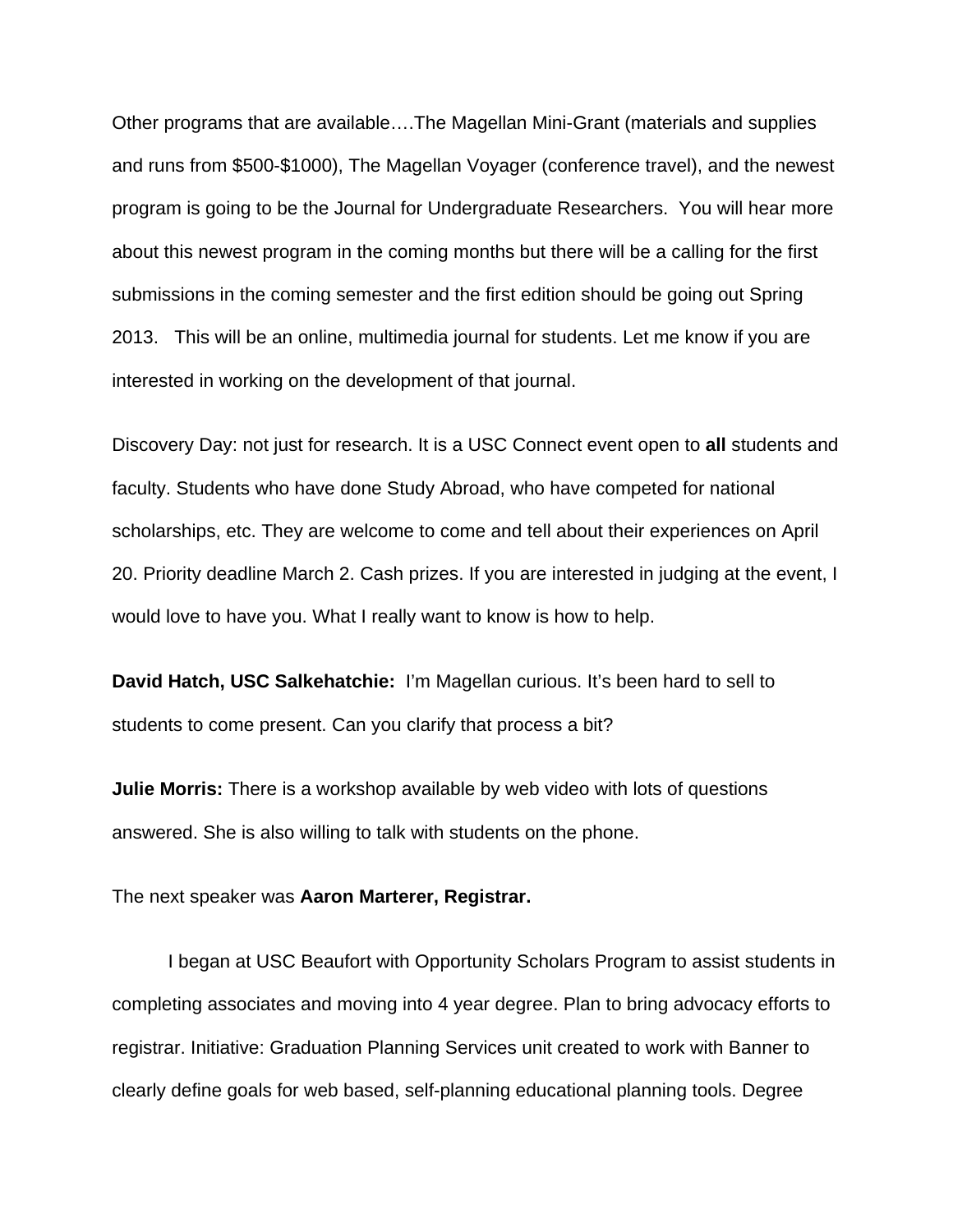Other programs that are available….The Magellan Mini-Grant (materials and supplies and runs from $500-$1000), The Magellan Voyager (conference travel), and the newest program is going to be the Journal for Undergraduate Researchers. You will hear more about this newest program in the coming months but there will be a calling for the first submissions in the coming semester and the first edition should be going out Spring 2013. This will be an online, multimedia journal for students. Let me know if you are interested in working on the development of that journal.

Discovery Day: not just for research. It is a USC Connect event open to **all** students and faculty. Students who have done Study Abroad, who have competed for national scholarships, etc. They are welcome to come and tell about their experiences on April 20. Priority deadline March 2. Cash prizes. If you are interested in judging at the event, I would love to have you. What I really want to know is how to help.

**David Hatch, USC Salkehatchie:** I'm Magellan curious. It's been hard to sell to students to come present. Can you clarify that process a bit?

**Julie Morris:** There is a workshop available by web video with lots of questions answered. She is also willing to talk with students on the phone.

The next speaker was **Aaron Marterer, Registrar.**

I began at USC Beaufort with Opportunity Scholars Program to assist students in completing associates and moving into 4 year degree. Plan to bring advocacy efforts to registrar. Initiative: Graduation Planning Services unit created to work with Banner to clearly define goals for web based, self-planning educational planning tools. Degree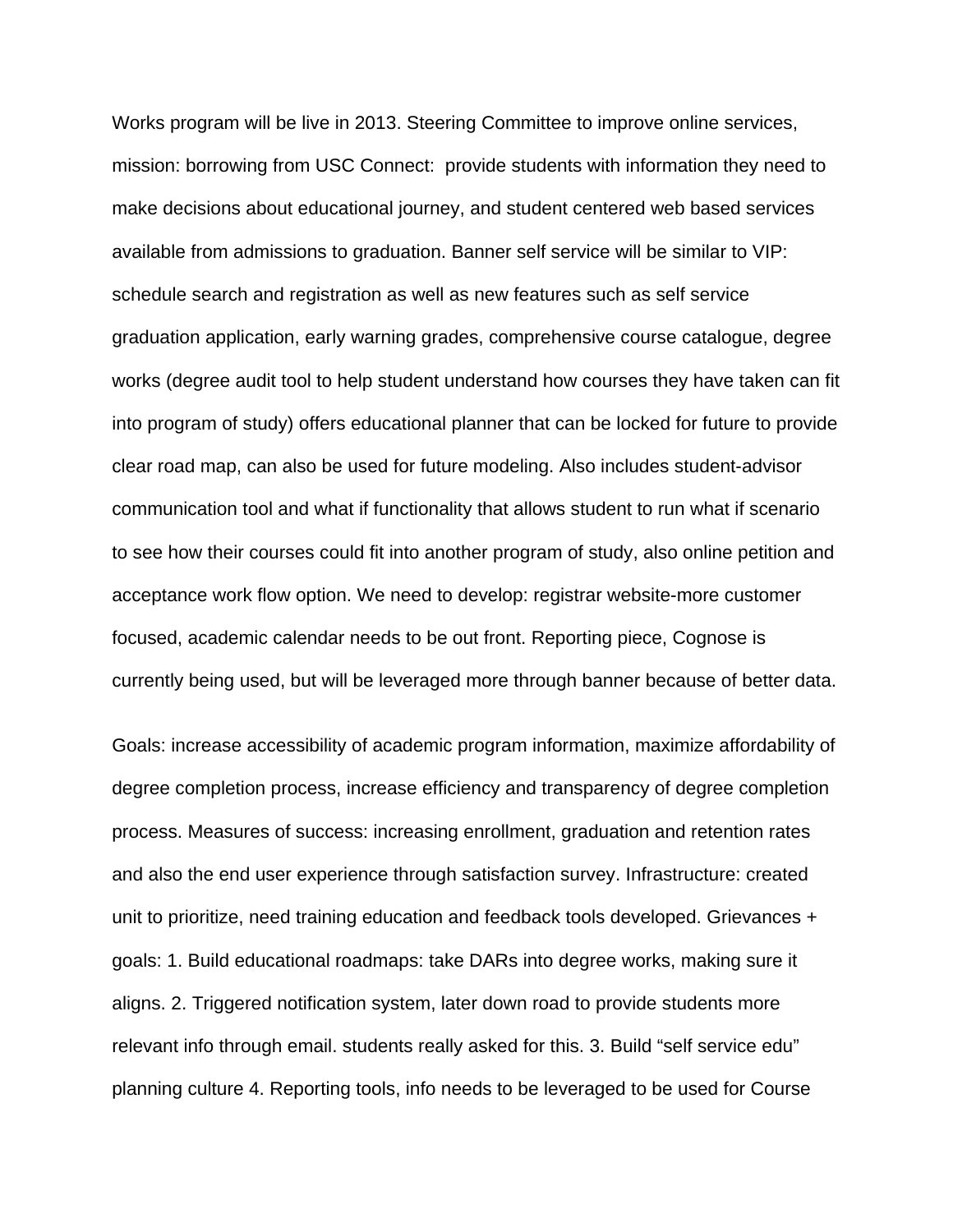Works program will be live in 2013. Steering Committee to improve online services, mission: borrowing from USC Connect:  provide students with information they need to make decisions about educational journey, and student centered web based services available from admissions to graduation. Banner self service will be similar to VIP: schedule search and registration as well as new features such as self service graduation application, early warning grades, comprehensive course catalogue, degree works (degree audit tool to help student understand how courses they have taken can fit into program of study) offers educational planner that can be locked for future to provide clear road map, can also be used for future modeling. Also includes student-advisor communication tool and what if functionality that allows student to run what if scenario to see how their courses could fit into another program of study, also online petition and acceptance work flow option. We need to develop: registrar website-more customer focused, academic calendar needs to be out front. Reporting piece, Cognose is currently being used, but will be leveraged more through banner because of better data.

Goals: increase accessibility of academic program information, maximize affordability of degree completion process, increase efficiency and transparency of degree completion process. Measures of success: increasing enrollment, graduation and retention rates and also the end user experience through satisfaction survey. Infrastructure: created unit to prioritize, need training education and feedback tools developed. Grievances + goals: 1. Build educational roadmaps: take DARs into degree works, making sure it aligns. 2. Triggered notification system, later down road to provide students more relevant info through email. students really asked for this. 3. Build "self service edu" planning culture 4. Reporting tools, info needs to be leveraged to be used for Course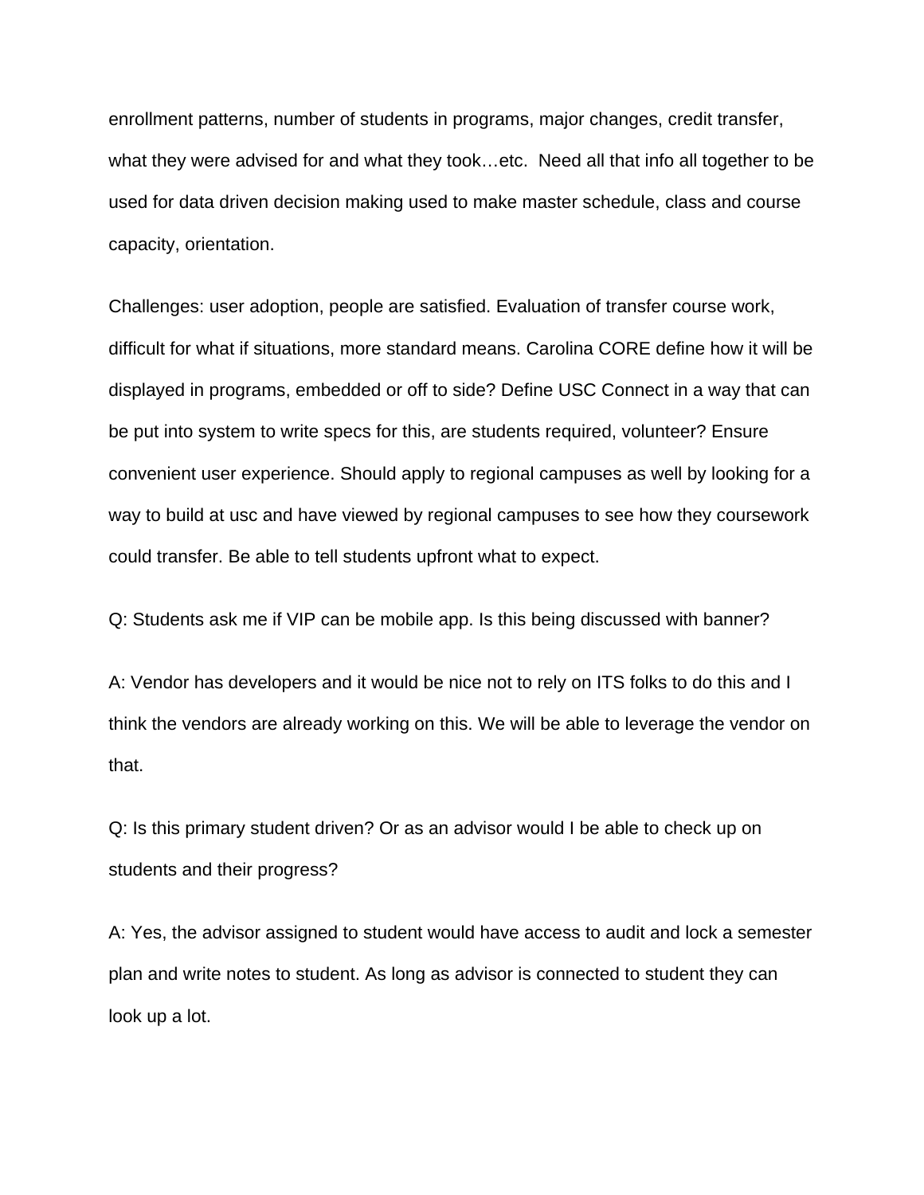enrollment patterns, number of students in programs, major changes, credit transfer, what they were advised for and what they took…etc. Need all that info all together to be used for data driven decision making used to make master schedule, class and course capacity, orientation.

Challenges: user adoption, people are satisfied. Evaluation of transfer course work, difficult for what if situations, more standard means. Carolina CORE define how it will be displayed in programs, embedded or off to side? Define USC Connect in a way that can be put into system to write specs for this, are students required, volunteer? Ensure convenient user experience. Should apply to regional campuses as well by looking for a way to build at usc and have viewed by regional campuses to see how they coursework could transfer. Be able to tell students upfront what to expect.

Q: Students ask me if VIP can be mobile app. Is this being discussed with banner?

A: Vendor has developers and it would be nice not to rely on ITS folks to do this and I think the vendors are already working on this. We will be able to leverage the vendor on that.

Q: Is this primary student driven? Or as an advisor would I be able to check up on students and their progress?

A: Yes, the advisor assigned to student would have access to audit and lock a semester plan and write notes to student. As long as advisor is connected to student they can look up a lot.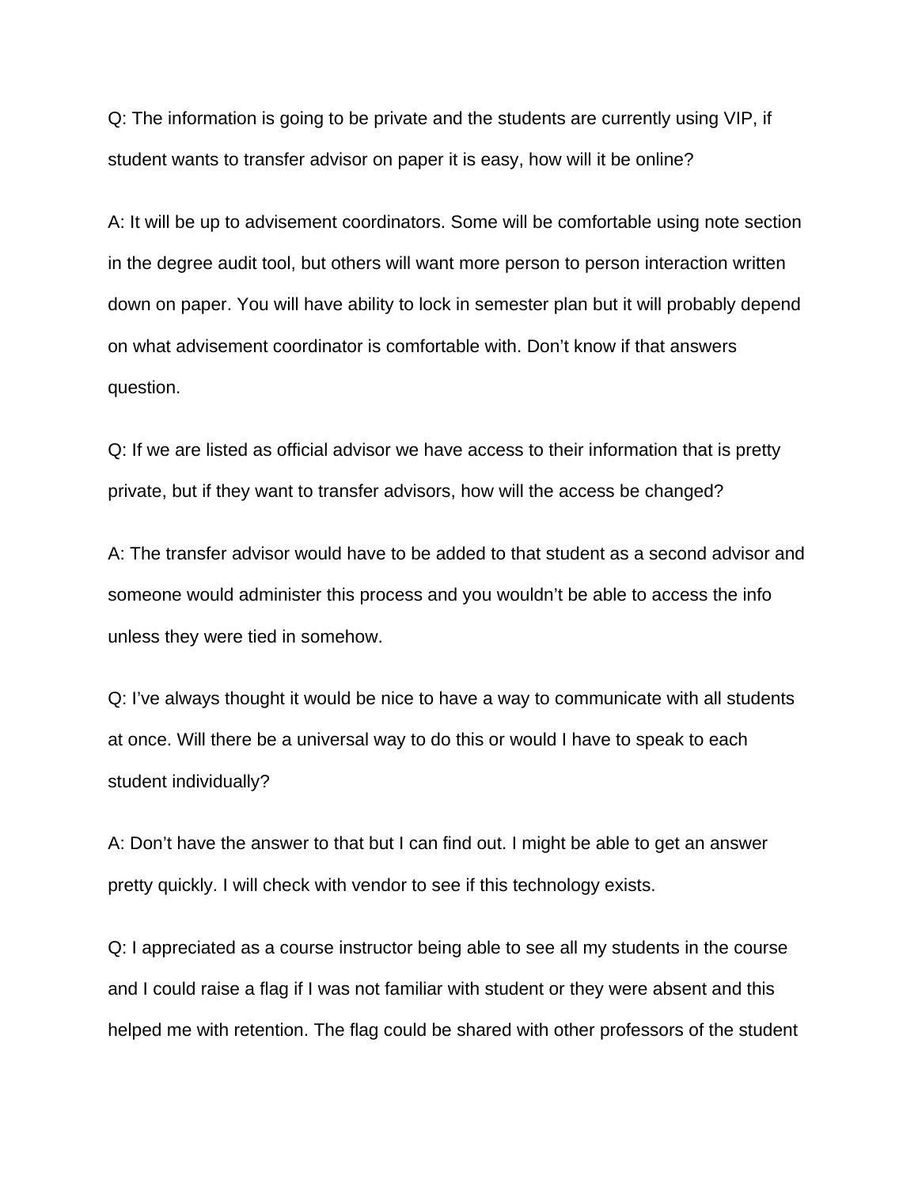Q: The information is going to be private and the students are currently using VIP, if student wants to transfer advisor on paper it is easy, how will it be online?

A: It will be up to advisement coordinators. Some will be comfortable using note section in the degree audit tool, but others will want more person to person interaction written down on paper. You will have ability to lock in semester plan but it will probably depend on what advisement coordinator is comfortable with. Don't know if that answers question.

Q: If we are listed as official advisor we have access to their information that is pretty private, but if they want to transfer advisors, how will the access be changed?

A: The transfer advisor would have to be added to that student as a second advisor and someone would administer this process and you wouldn't be able to access the info unless they were tied in somehow.

Q: I've always thought it would be nice to have a way to communicate with all students at once. Will there be a universal way to do this or would I have to speak to each student individually?

A: Don't have the answer to that but I can find out. I might be able to get an answer pretty quickly. I will check with vendor to see if this technology exists.

Q: I appreciated as a course instructor being able to see all my students in the course and I could raise a flag if I was not familiar with student or they were absent and this helped me with retention. The flag could be shared with other professors of the student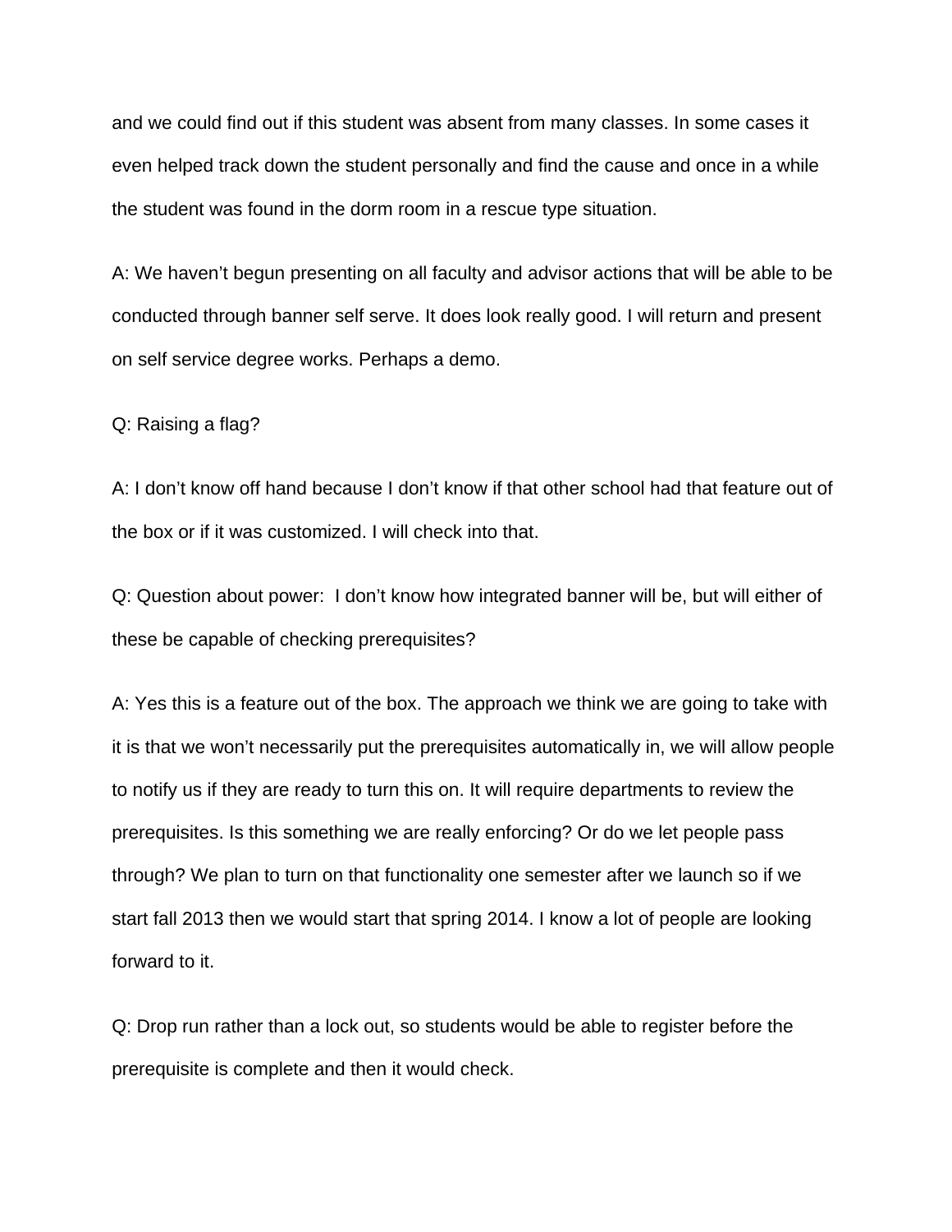and we could find out if this student was absent from many classes. In some cases it even helped track down the student personally and find the cause and once in a while the student was found in the dorm room in a rescue type situation.

A: We haven't begun presenting on all faculty and advisor actions that will be able to be conducted through banner self serve. It does look really good. I will return and present on self service degree works. Perhaps a demo.

Q: Raising a flag?

A: I don't know off hand because I don't know if that other school had that feature out of the box or if it was customized. I will check into that.

Q: Question about power:  I don't know how integrated banner will be, but will either of these be capable of checking prerequisites?

A: Yes this is a feature out of the box. The approach we think we are going to take with it is that we won't necessarily put the prerequisites automatically in, we will allow people to notify us if they are ready to turn this on. It will require departments to review the prerequisites. Is this something we are really enforcing? Or do we let people pass through? We plan to turn on that functionality one semester after we launch so if we start fall 2013 then we would start that spring 2014. I know a lot of people are looking forward to it.

Q: Drop run rather than a lock out, so students would be able to register before the prerequisite is complete and then it would check.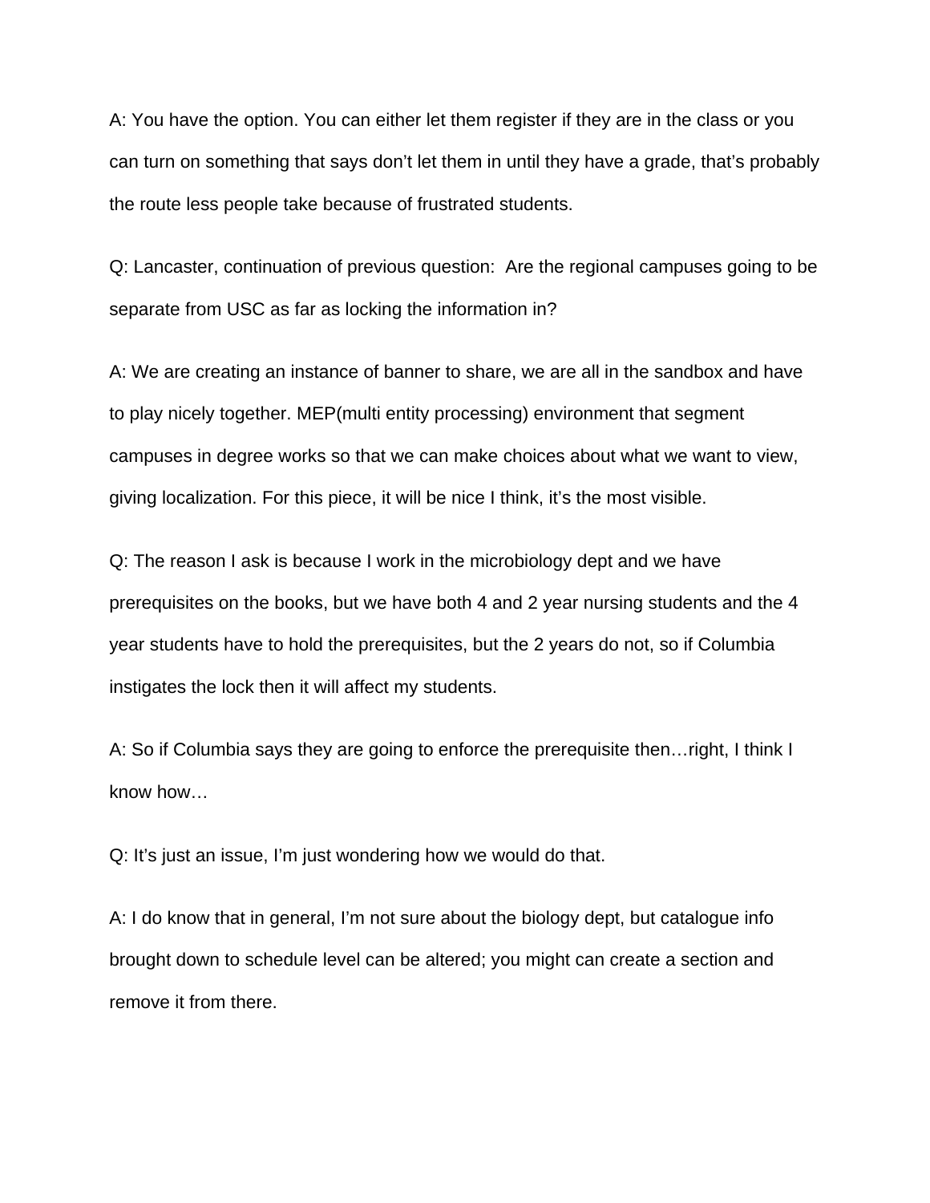A: You have the option. You can either let them register if they are in the class or you can turn on something that says don't let them in until they have a grade, that's probably the route less people take because of frustrated students.

Q: Lancaster, continuation of previous question: Are the regional campuses going to be separate from USC as far as locking the information in?

A: We are creating an instance of banner to share, we are all in the sandbox and have to play nicely together. MEP(multi entity processing) environment that segment campuses in degree works so that we can make choices about what we want to view, giving localization. For this piece, it will be nice I think, it's the most visible.

Q: The reason I ask is because I work in the microbiology dept and we have prerequisites on the books, but we have both 4 and 2 year nursing students and the 4 year students have to hold the prerequisites, but the 2 years do not, so if Columbia instigates the lock then it will affect my students.

A: So if Columbia says they are going to enforce the prerequisite then…right, I think I know how…

Q: It's just an issue, I'm just wondering how we would do that.

A: I do know that in general, I'm not sure about the biology dept, but catalogue info brought down to schedule level can be altered; you might can create a section and remove it from there.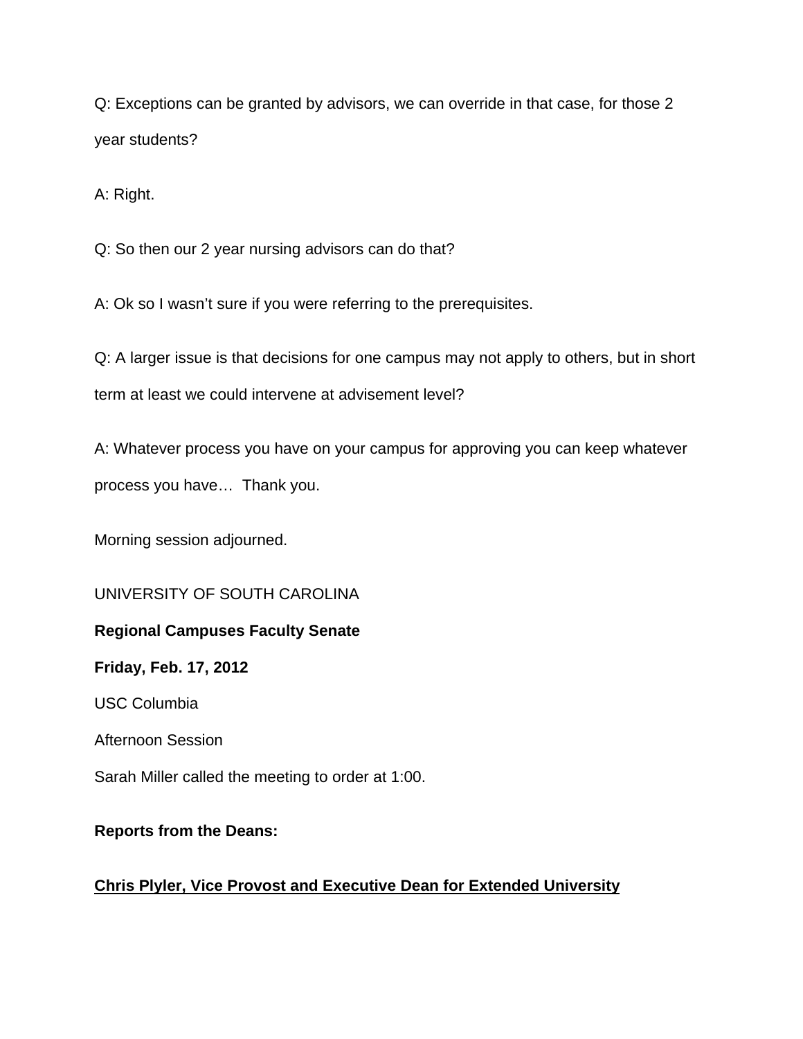Q: Exceptions can be granted by advisors, we can override in that case, for those 2 year students?

A: Right.

Q: So then our 2 year nursing advisors can do that?

A: Ok so I wasn't sure if you were referring to the prerequisites.

Q: A larger issue is that decisions for one campus may not apply to others, but in short term at least we could intervene at advisement level?

A: Whatever process you have on your campus for approving you can keep whatever process you have… Thank you.

Morning session adjourned.

UNIVERSITY OF SOUTH CAROLINA

**Regional Campuses Faculty Senate**

**Friday, Feb. 17, 2012**

USC Columbia

Afternoon Session

Sarah Miller called the meeting to order at 1:00.

**Reports from the Deans:**

**Chris Plyler, Vice Provost and Executive Dean for Extended University**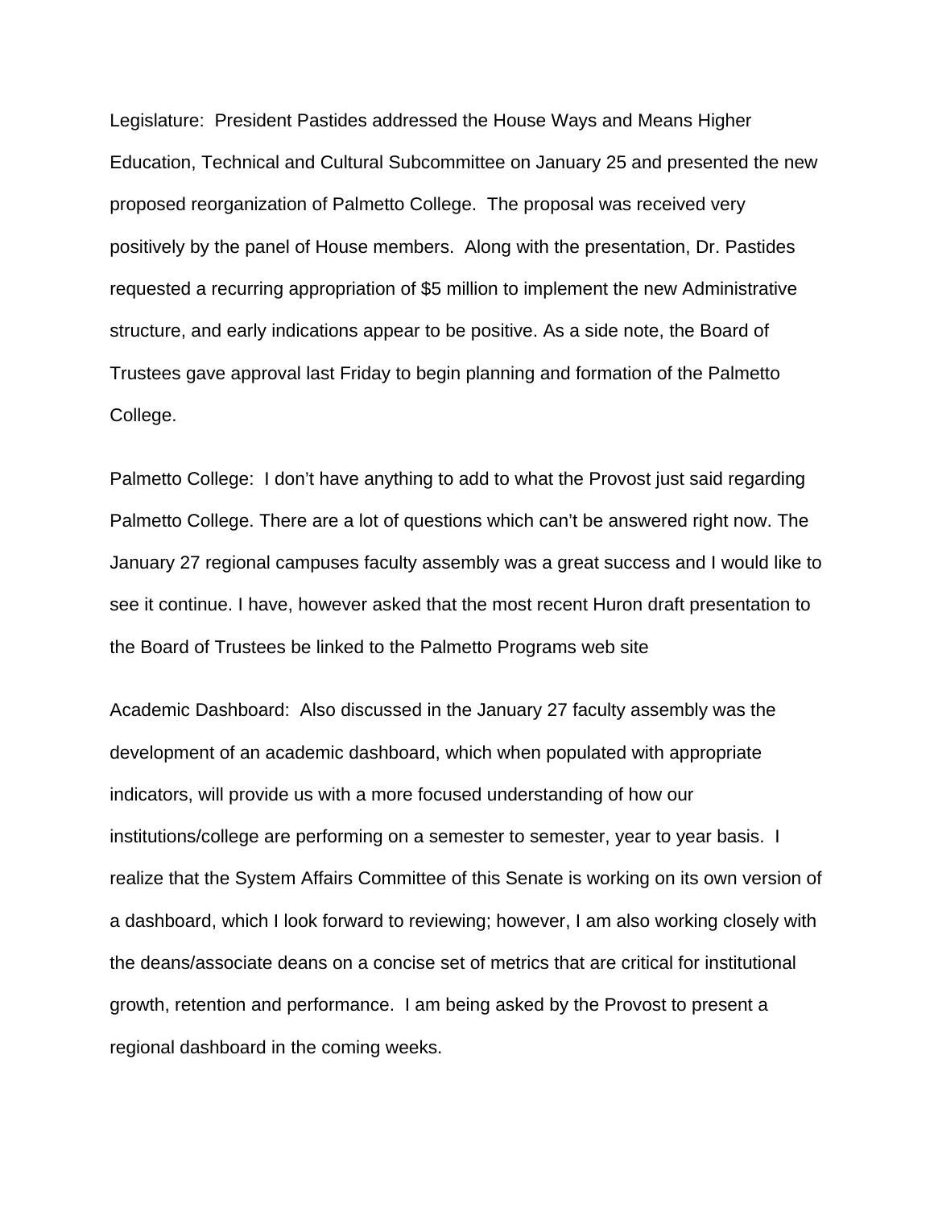Legislature: President Pastides addressed the House Ways and Means Higher Education, Technical and Cultural Subcommittee on January 25 and presented the new proposed reorganization of Palmetto College. The proposal was received very positively by the panel of House members. Along with the presentation, Dr. Pastides requested a recurring appropriation of $5 million to implement the new Administrative structure, and early indications appear to be positive. As a side note, the Board of Trustees gave approval last Friday to begin planning and formation of the Palmetto College.

Palmetto College: I don't have anything to add to what the Provost just said regarding Palmetto College. There are a lot of questions which can't be answered right now. The January 27 regional campuses faculty assembly was a great success and I would like to see it continue. I have, however asked that the most recent Huron draft presentation to the Board of Trustees be linked to the Palmetto Programs web site

Academic Dashboard: Also discussed in the January 27 faculty assembly was the development of an academic dashboard, which when populated with appropriate indicators, will provide us with a more focused understanding of how our institutions/college are performing on a semester to semester, year to year basis. I realize that the System Affairs Committee of this Senate is working on its own version of a dashboard, which I look forward to reviewing; however, I am also working closely with the deans/associate deans on a concise set of metrics that are critical for institutional growth, retention and performance. I am being asked by the Provost to present a regional dashboard in the coming weeks.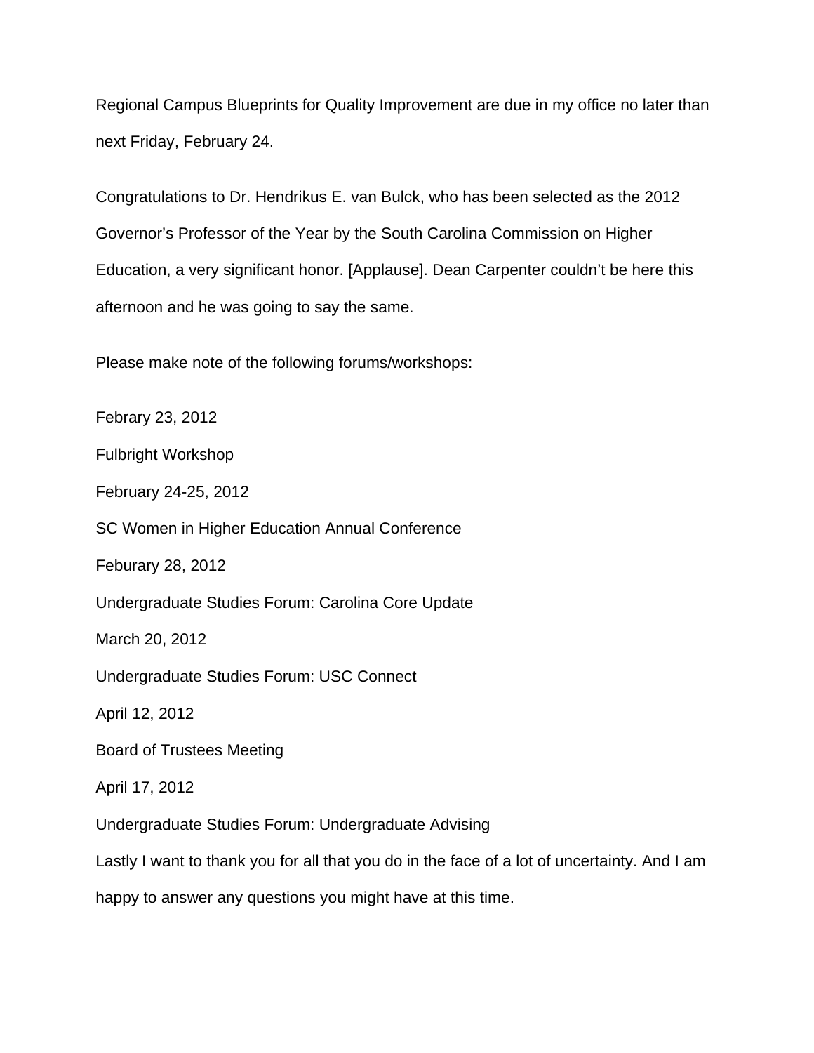Regional Campus Blueprints for Quality Improvement are due in my office no later than next Friday, February 24.

Congratulations to Dr. Hendrikus E. van Bulck, who has been selected as the 2012 Governor's Professor of the Year by the South Carolina Commission on Higher Education, a very significant honor. [Applause]. Dean Carpenter couldn't be here this afternoon and he was going to say the same.

Please make note of the following forums/workshops:

Febrary 23, 2012

Fulbright Workshop

February 24-25, 2012

SC Women in Higher Education Annual Conference

Feburary 28, 2012

Undergraduate Studies Forum: Carolina Core Update

March 20, 2012

Undergraduate Studies Forum: USC Connect

April 12, 2012

Board of Trustees Meeting

April 17, 2012

Undergraduate Studies Forum: Undergraduate Advising

Lastly I want to thank you for all that you do in the face of a lot of uncertainty. And I am happy to answer any questions you might have at this time.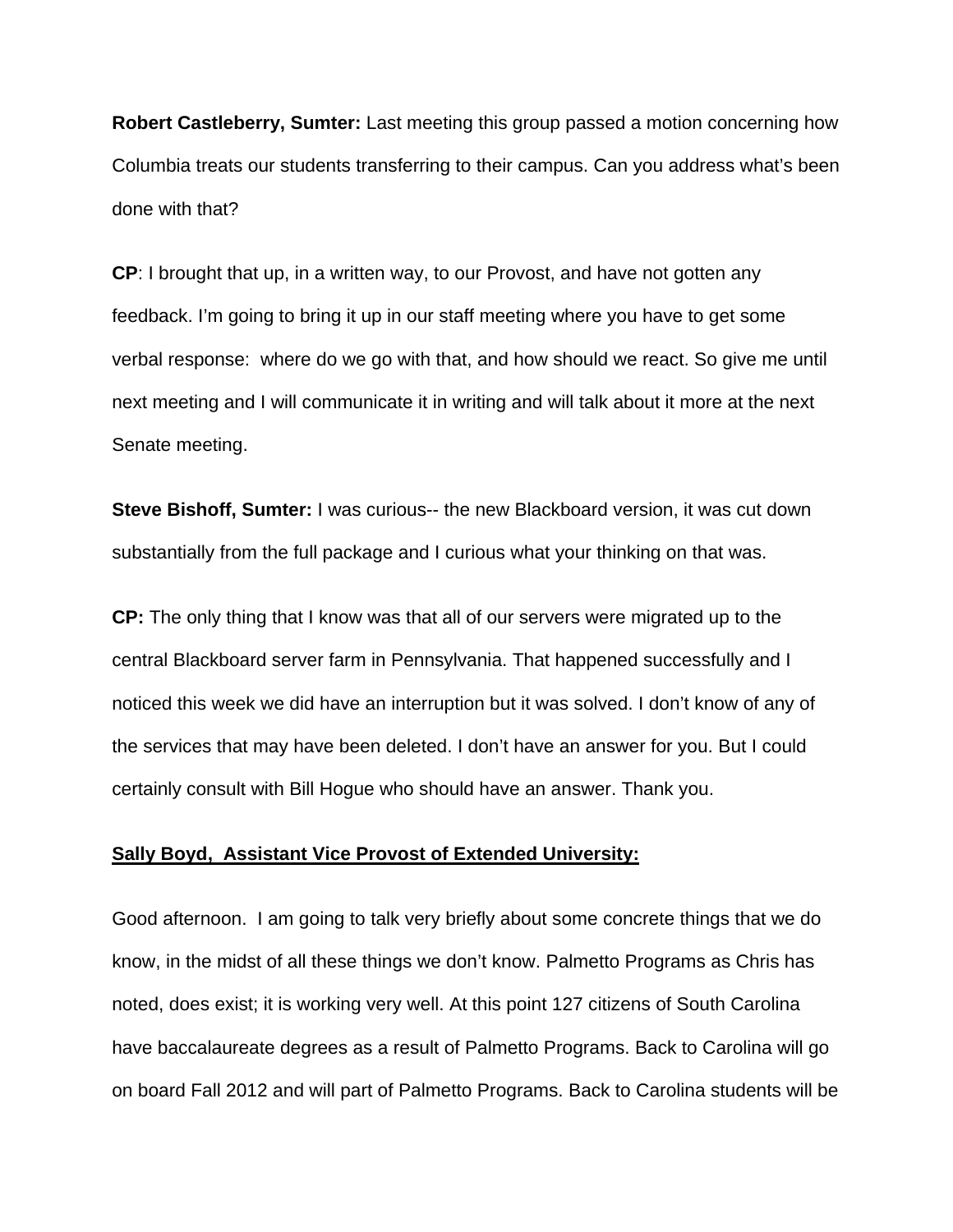**Robert Castleberry, Sumter:** Last meeting this group passed a motion concerning how Columbia treats our students transferring to their campus. Can you address what's been done with that?

**CP**: I brought that up, in a written way, to our Provost, and have not gotten any feedback. I'm going to bring it up in our staff meeting where you have to get some verbal response: where do we go with that, and how should we react. So give me until next meeting and I will communicate it in writing and will talk about it more at the next Senate meeting.

**Steve Bishoff, Sumter:** I was curious-- the new Blackboard version, it was cut down substantially from the full package and I curious what your thinking on that was.

**CP:** The only thing that I know was that all of our servers were migrated up to the central Blackboard server farm in Pennsylvania. That happened successfully and I noticed this week we did have an interruption but it was solved. I don't know of any of the services that may have been deleted. I don't have an answer for you. But I could certainly consult with Bill Hogue who should have an answer. Thank you.

**Sally Boyd, Assistant Vice Provost of Extended University:**

Good afternoon. I am going to talk very briefly about some concrete things that we do know, in the midst of all these things we don't know. Palmetto Programs as Chris has noted, does exist; it is working very well. At this point 127 citizens of South Carolina have baccalaureate degrees as a result of Palmetto Programs. Back to Carolina will go on board Fall 2012 and will part of Palmetto Programs. Back to Carolina students will be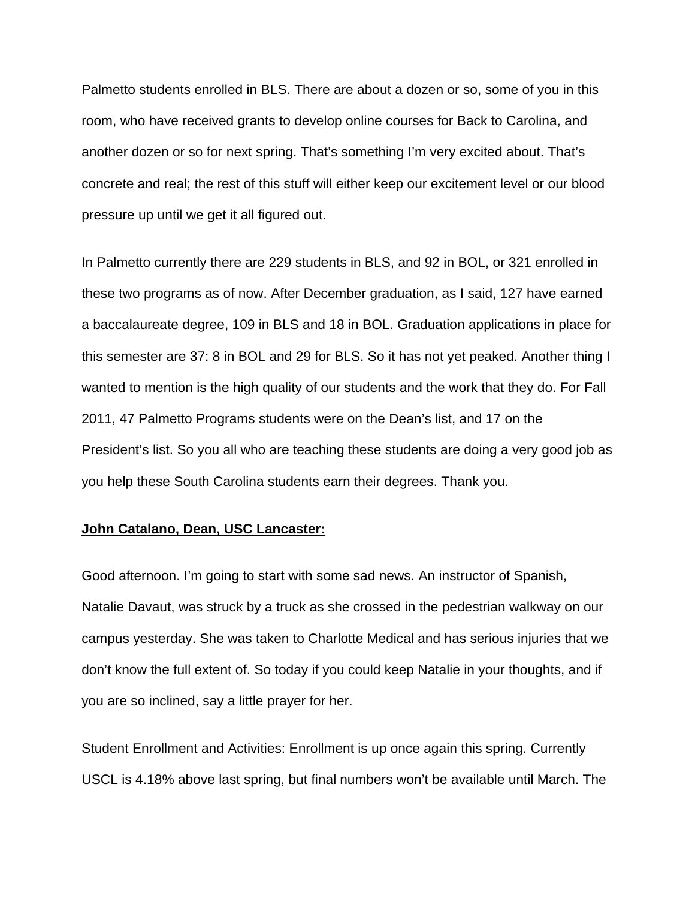Palmetto students enrolled in BLS. There are about a dozen or so, some of you in this room, who have received grants to develop online courses for Back to Carolina, and another dozen or so for next spring. That's something I'm very excited about. That's concrete and real; the rest of this stuff will either keep our excitement level or our blood pressure up until we get it all figured out.

In Palmetto currently there are 229 students in BLS, and 92 in BOL, or 321 enrolled in these two programs as of now. After December graduation, as I said, 127 have earned a baccalaureate degree, 109 in BLS and 18 in BOL. Graduation applications in place for this semester are 37: 8 in BOL and 29 for BLS. So it has not yet peaked. Another thing I wanted to mention is the high quality of our students and the work that they do. For Fall 2011, 47 Palmetto Programs students were on the Dean's list, and 17 on the President's list. So you all who are teaching these students are doing a very good job as you help these South Carolina students earn their degrees. Thank you.

**John Catalano, Dean, USC Lancaster:**

Good afternoon. I'm going to start with some sad news. An instructor of Spanish, Natalie Davaut, was struck by a truck as she crossed in the pedestrian walkway on our campus yesterday. She was taken to Charlotte Medical and has serious injuries that we don't know the full extent of. So today if you could keep Natalie in your thoughts, and if you are so inclined, say a little prayer for her.

Student Enrollment and Activities: Enrollment is up once again this spring. Currently USCL is 4.18% above last spring, but final numbers won't be available until March. The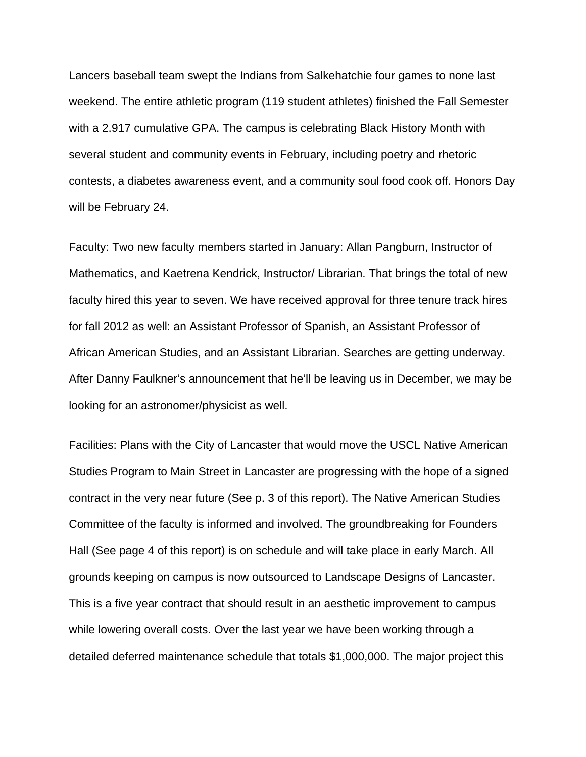Lancers baseball team swept the Indians from Salkehatchie four games to none last weekend. The entire athletic program (119 student athletes) finished the Fall Semester with a 2.917 cumulative GPA. The campus is celebrating Black History Month with several student and community events in February, including poetry and rhetoric contests, a diabetes awareness event, and a community soul food cook off. Honors Day will be February 24.

Faculty: Two new faculty members started in January: Allan Pangburn, Instructor of Mathematics, and Kaetrena Kendrick, Instructor/ Librarian. That brings the total of new faculty hired this year to seven. We have received approval for three tenure track hires for fall 2012 as well: an Assistant Professor of Spanish, an Assistant Professor of African American Studies, and an Assistant Librarian. Searches are getting underway. After Danny Faulkner's announcement that he'll be leaving us in December, we may be looking for an astronomer/physicist as well.

Facilities: Plans with the City of Lancaster that would move the USCL Native American Studies Program to Main Street in Lancaster are progressing with the hope of a signed contract in the very near future (See p. 3 of this report). The Native American Studies Committee of the faculty is informed and involved. The groundbreaking for Founders Hall (See page 4 of this report) is on schedule and will take place in early March. All grounds keeping on campus is now outsourced to Landscape Designs of Lancaster. This is a five year contract that should result in an aesthetic improvement to campus while lowering overall costs. Over the last year we have been working through a detailed deferred maintenance schedule that totals $1,000,000. The major project this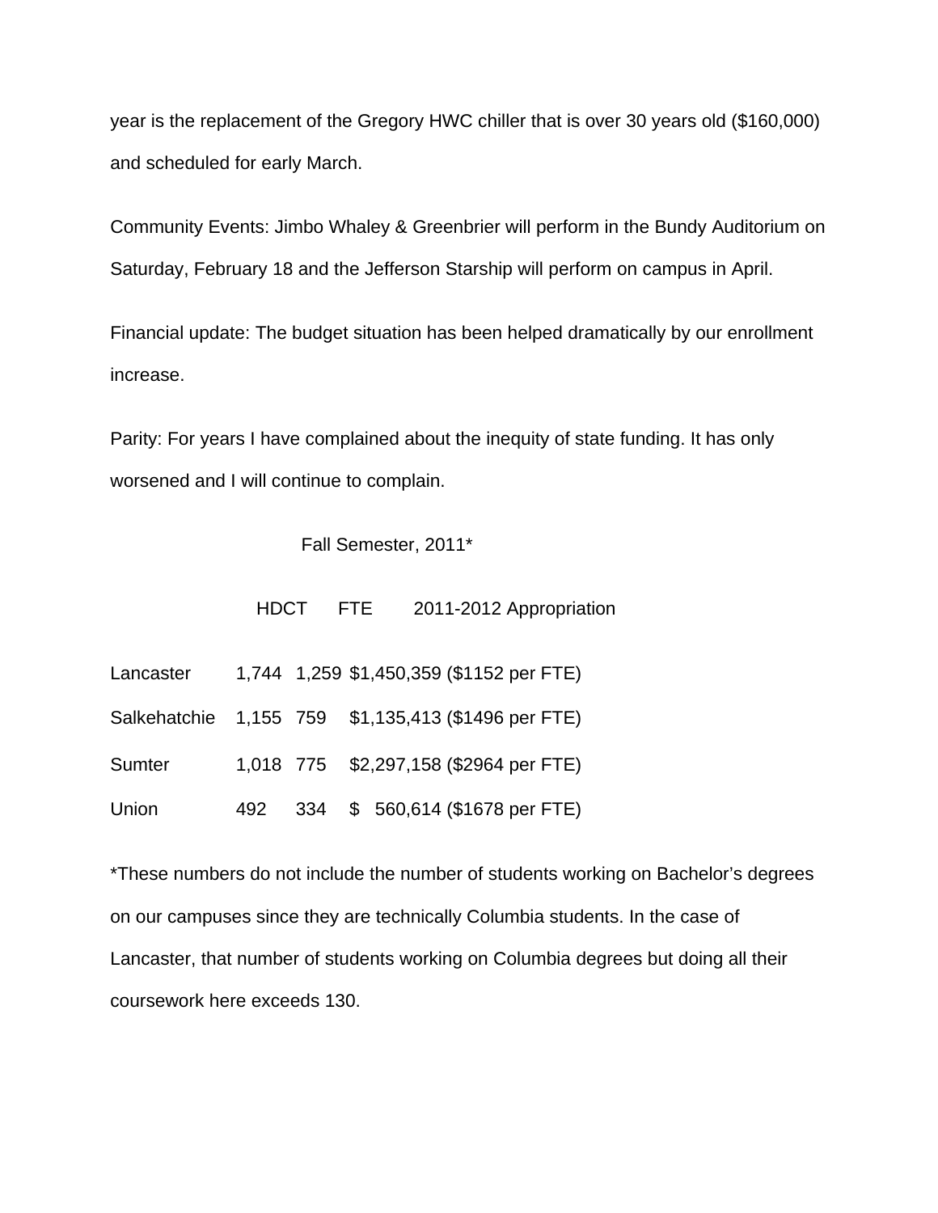year is the replacement of the Gregory HWC chiller that is over 30 years old ($160,000) and scheduled for early March.

Community Events: Jimbo Whaley & Greenbrier will perform in the Bundy Auditorium on Saturday, February 18 and the Jefferson Starship will perform on campus in April.

Financial update: The budget situation has been helped dramatically by our enrollment increase.

Parity: For years I have complained about the inequity of state funding. It has only worsened and I will continue to complain.

Fall Semester, 2011*

| | HDCT | FTE | 2011-2012 Appropriation |
|---|---|---|---|
| Lancaster | 1,744 | 1,259 | $1,450,359 ($1152 per FTE) |
| Salkehatchie | 1,155 | 759 | $1,135,413 ($1496 per FTE) |
| Sumter | 1,018 | 775 | $2,297,158 ($2964 per FTE) |
| Union | 492 | 334 | $ 560,614 ($1678 per FTE) |

*These numbers do not include the number of students working on Bachelor's degrees on our campuses since they are technically Columbia students. In the case of Lancaster, that number of students working on Columbia degrees but doing all their coursework here exceeds 130.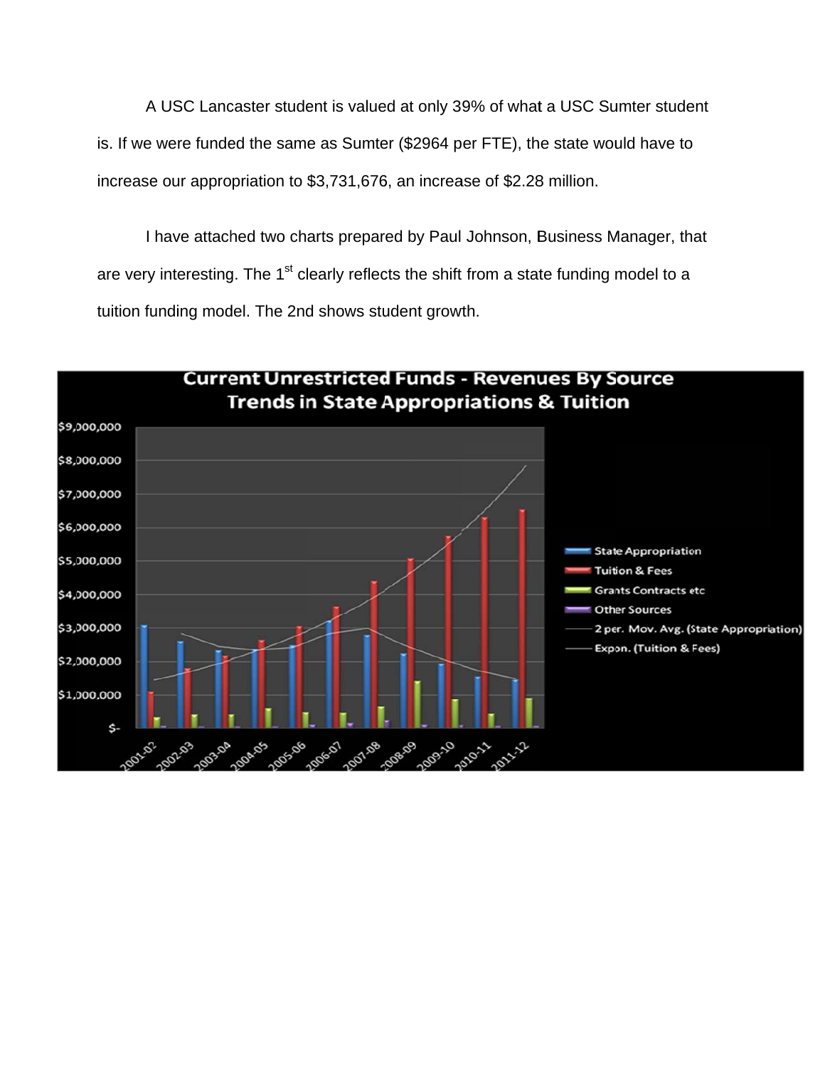A USC Lancaster student is valued at only 39% of what a USC Sumter student is. If we were funded the same as Sumter ($2964 per FTE), the state would have to increase our appropriation to $3,731,676, an increase of $2.28 million.

I have attached two charts prepared by Paul Johnson, Business Manager, that are very interesting. The 1st clearly reflects the shift from a state funding model to a tuition funding model. The 2nd shows student growth.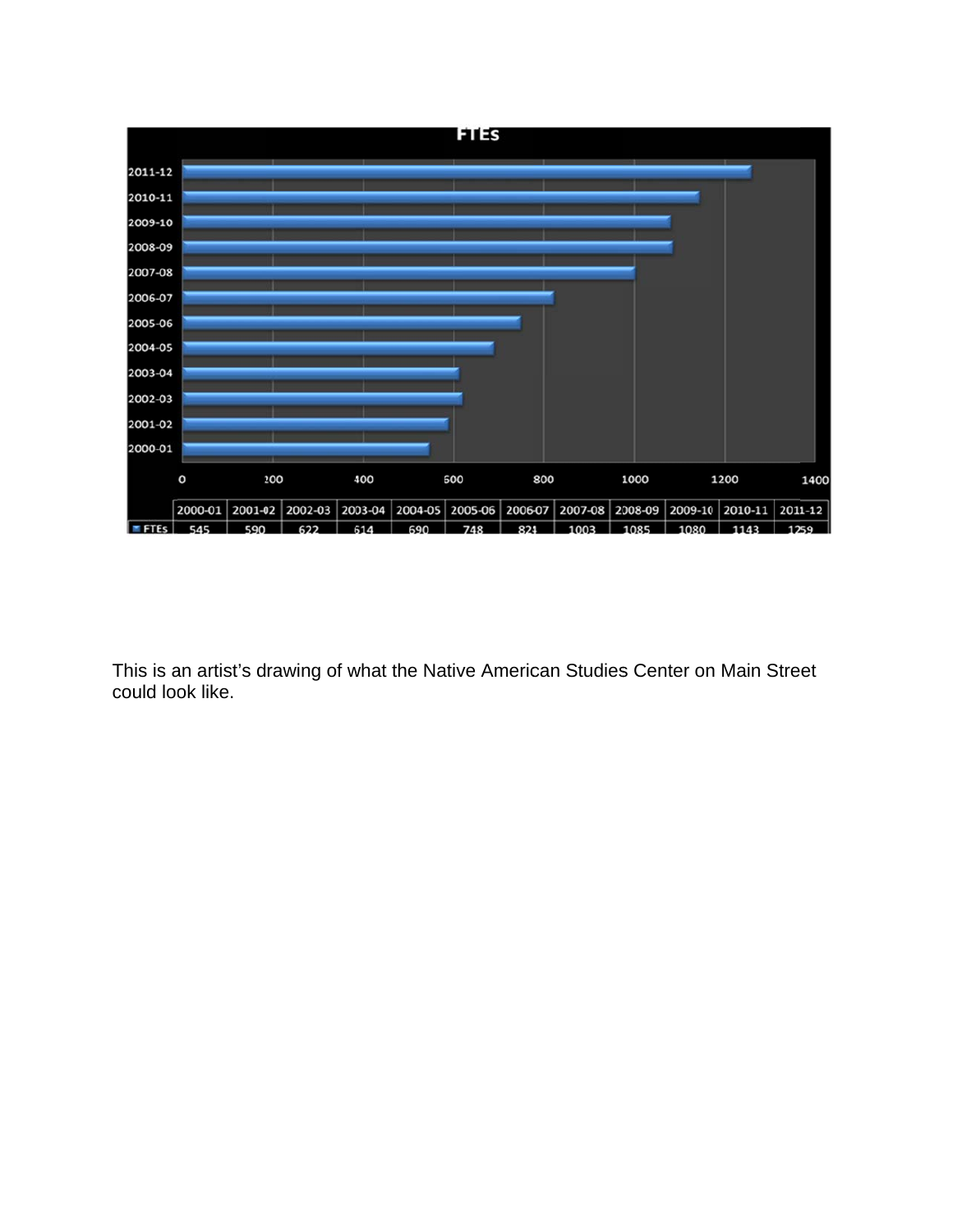**FTEs**

| | 2000-01 | 2001-02 | 2002-03 | 2003-04 | 2004-05 | 2005-06 | 2006-07 | 2007-08 | 2008-09 | 2009-10 | 2010-11 | 2011-12 |
|---|---|---|---|---|---|---|---|---|---|---|---|---|
| FTEs | 545 | 590 | 622 | 614 | 690 | 748 | 821 | 1003 | 1085 | 1080 | 1143 | 1259 |

This is an artist's drawing of what the Native American Studies Center on Main Street could look like.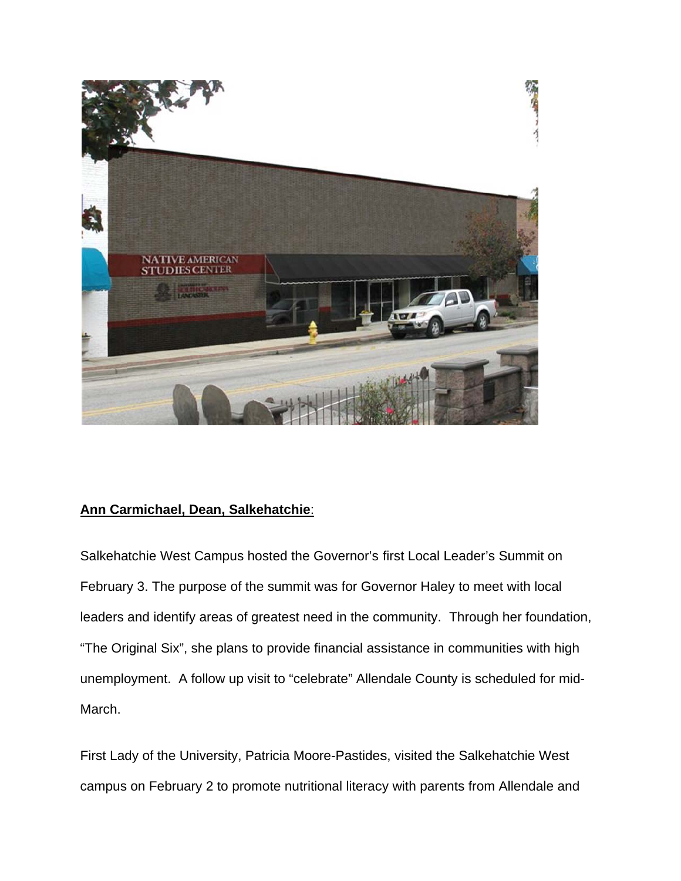**Ann Carmichael, Dean, Salkehatchie**:

Salkehatchie West Campus hosted the Governor's first Local Leader's Summit on February 3. The purpose of the summit was for Governor Haley to meet with local leaders and identify areas of greatest need in the community. Through her foundation, "The Original Six", she plans to provide financial assistance in communities with high unemployment. A follow up visit to "celebrate" Allendale County is scheduled for mid-March.

First Lady of the University, Patricia Moore-Pastides, visited the Salkehatchie West campus on February 2 to promote nutritional literacy with parents from Allendale and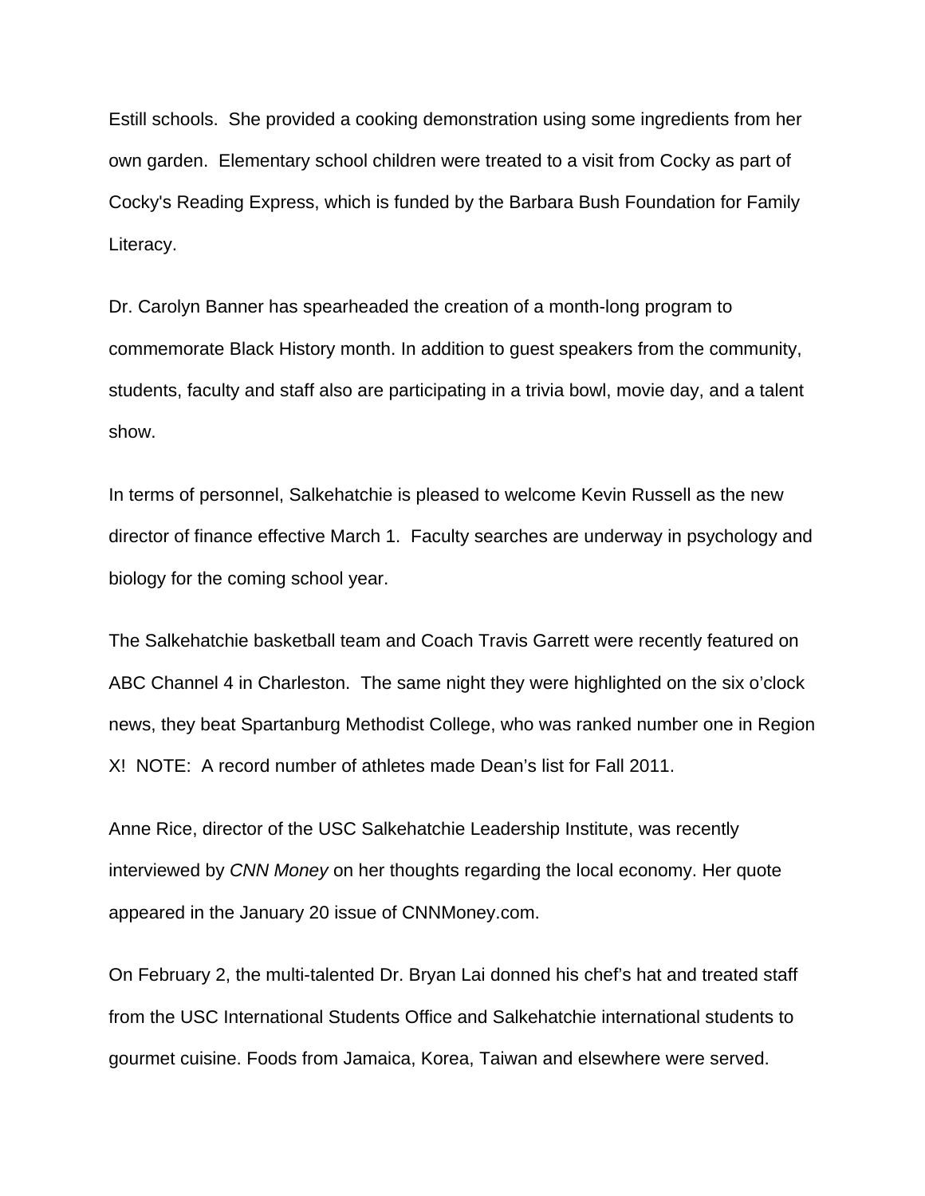Estill schools. She provided a cooking demonstration using some ingredients from her own garden. Elementary school children were treated to a visit from Cocky as part of Cocky's Reading Express, which is funded by the Barbara Bush Foundation for Family Literacy.

Dr. Carolyn Banner has spearheaded the creation of a month-long program to commemorate Black History month. In addition to guest speakers from the community, students, faculty and staff also are participating in a trivia bowl, movie day, and a talent show.

In terms of personnel, Salkehatchie is pleased to welcome Kevin Russell as the new director of finance effective March 1. Faculty searches are underway in psychology and biology for the coming school year.

The Salkehatchie basketball team and Coach Travis Garrett were recently featured on ABC Channel 4 in Charleston. The same night they were highlighted on the six o'clock news, they beat Spartanburg Methodist College, who was ranked number one in Region X! NOTE: A record number of athletes made Dean's list for Fall 2011.

Anne Rice, director of the USC Salkehatchie Leadership Institute, was recently interviewed by *CNN Money* on her thoughts regarding the local economy. Her quote appeared in the January 20 issue of CNNMoney.com.

On February 2, the multi-talented Dr. Bryan Lai donned his chef's hat and treated staff from the USC International Students Office and Salkehatchie international students to gourmet cuisine. Foods from Jamaica, Korea, Taiwan and elsewhere were served.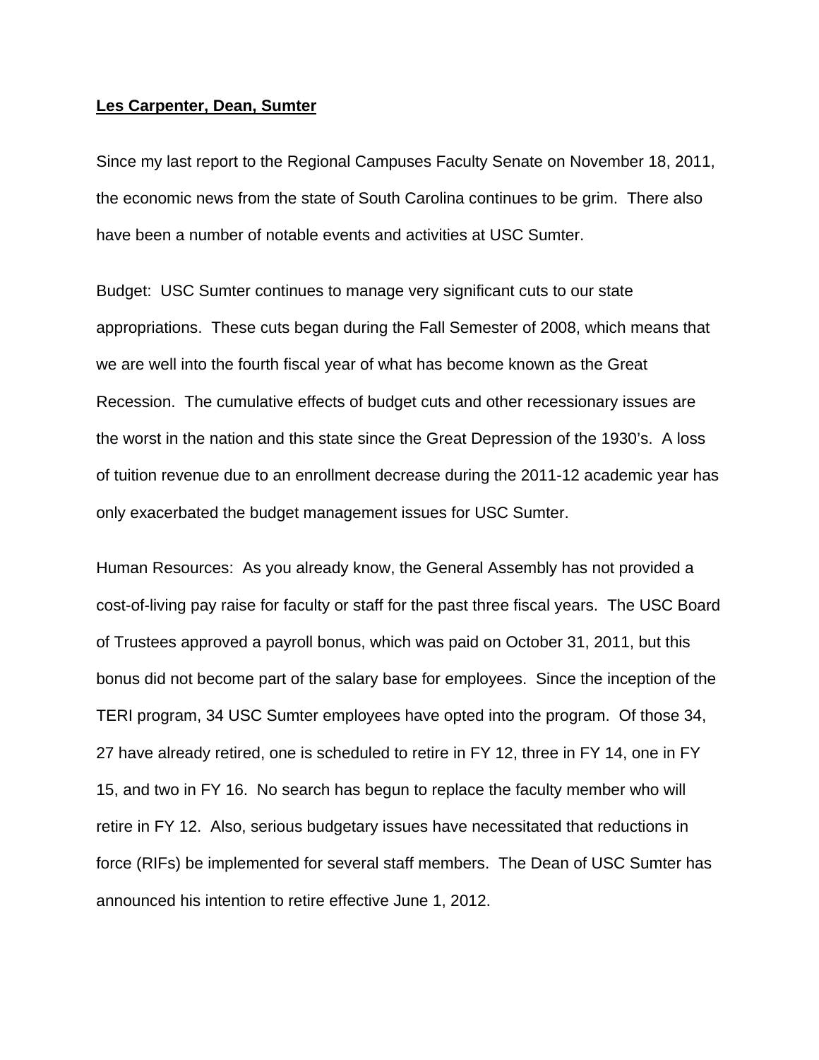**Les Carpenter, Dean, Sumter**

Since my last report to the Regional Campuses Faculty Senate on November 18, 2011, the economic news from the state of South Carolina continues to be grim. There also have been a number of notable events and activities at USC Sumter.

Budget: USC Sumter continues to manage very significant cuts to our state appropriations. These cuts began during the Fall Semester of 2008, which means that we are well into the fourth fiscal year of what has become known as the Great Recession. The cumulative effects of budget cuts and other recessionary issues are the worst in the nation and this state since the Great Depression of the 1930's. A loss of tuition revenue due to an enrollment decrease during the 2011-12 academic year has only exacerbated the budget management issues for USC Sumter.

Human Resources: As you already know, the General Assembly has not provided a cost-of-living pay raise for faculty or staff for the past three fiscal years. The USC Board of Trustees approved a payroll bonus, which was paid on October 31, 2011, but this bonus did not become part of the salary base for employees. Since the inception of the TERI program, 34 USC Sumter employees have opted into the program. Of those 34, 27 have already retired, one is scheduled to retire in FY 12, three in FY 14, one in FY 15, and two in FY 16. No search has begun to replace the faculty member who will retire in FY 12. Also, serious budgetary issues have necessitated that reductions in force (RIFs) be implemented for several staff members. The Dean of USC Sumter has announced his intention to retire effective June 1, 2012.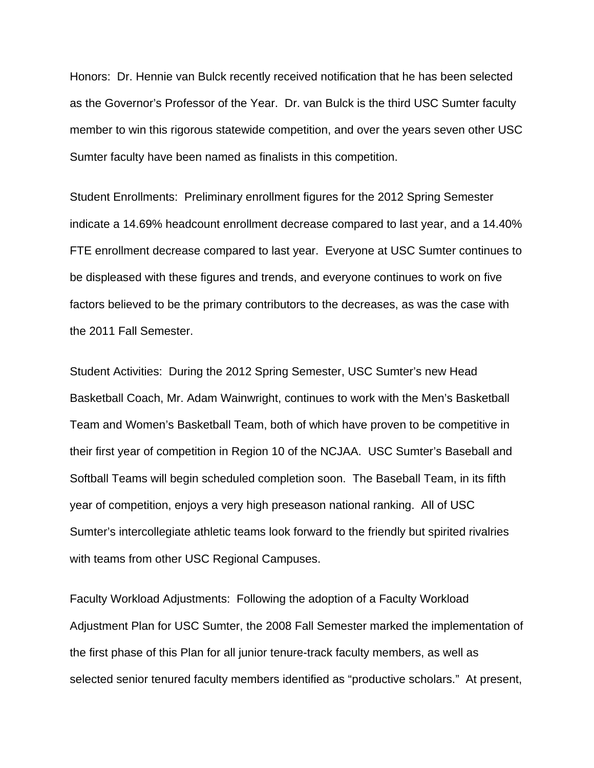Honors: Dr. Hennie van Bulck recently received notification that he has been selected as the Governor's Professor of the Year. Dr. van Bulck is the third USC Sumter faculty member to win this rigorous statewide competition, and over the years seven other USC Sumter faculty have been named as finalists in this competition.

Student Enrollments: Preliminary enrollment figures for the 2012 Spring Semester indicate a 14.69% headcount enrollment decrease compared to last year, and a 14.40% FTE enrollment decrease compared to last year. Everyone at USC Sumter continues to be displeased with these figures and trends, and everyone continues to work on five factors believed to be the primary contributors to the decreases, as was the case with the 2011 Fall Semester.

Student Activities: During the 2012 Spring Semester, USC Sumter's new Head Basketball Coach, Mr. Adam Wainwright, continues to work with the Men's Basketball Team and Women's Basketball Team, both of which have proven to be competitive in their first year of competition in Region 10 of the NCJAA. USC Sumter's Baseball and Softball Teams will begin scheduled completion soon. The Baseball Team, in its fifth year of competition, enjoys a very high preseason national ranking. All of USC Sumter's intercollegiate athletic teams look forward to the friendly but spirited rivalries with teams from other USC Regional Campuses.

Faculty Workload Adjustments: Following the adoption of a Faculty Workload Adjustment Plan for USC Sumter, the 2008 Fall Semester marked the implementation of the first phase of this Plan for all junior tenure-track faculty members, as well as selected senior tenured faculty members identified as "productive scholars." At present,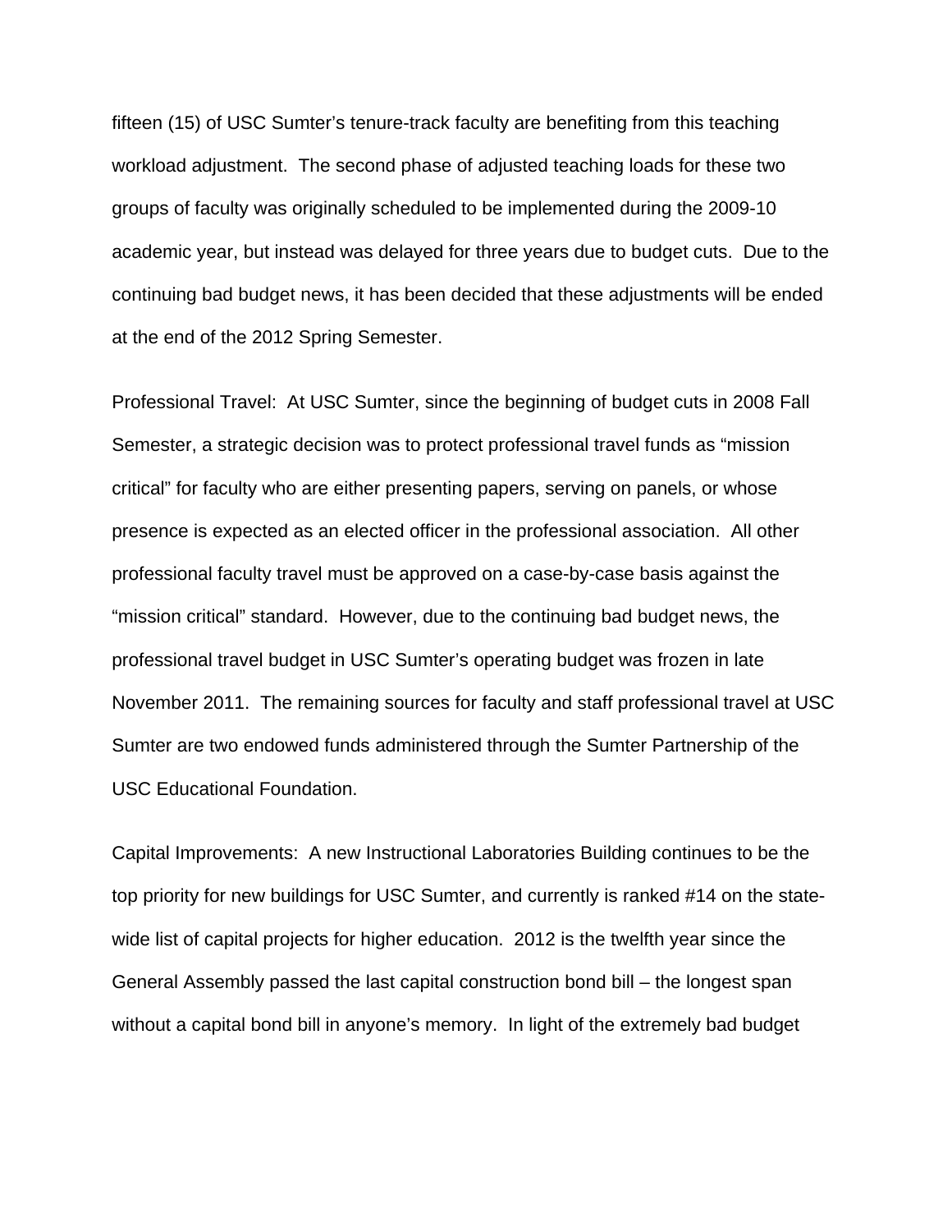fifteen (15) of USC Sumter's tenure-track faculty are benefiting from this teaching workload adjustment. The second phase of adjusted teaching loads for these two groups of faculty was originally scheduled to be implemented during the 2009-10 academic year, but instead was delayed for three years due to budget cuts. Due to the continuing bad budget news, it has been decided that these adjustments will be ended at the end of the 2012 Spring Semester.

Professional Travel: At USC Sumter, since the beginning of budget cuts in 2008 Fall Semester, a strategic decision was to protect professional travel funds as "mission critical" for faculty who are either presenting papers, serving on panels, or whose presence is expected as an elected officer in the professional association. All other professional faculty travel must be approved on a case-by-case basis against the "mission critical" standard. However, due to the continuing bad budget news, the professional travel budget in USC Sumter's operating budget was frozen in late November 2011. The remaining sources for faculty and staff professional travel at USC Sumter are two endowed funds administered through the Sumter Partnership of the USC Educational Foundation.

Capital Improvements: A new Instructional Laboratories Building continues to be the top priority for new buildings for USC Sumter, and currently is ranked #14 on the state-wide list of capital projects for higher education. 2012 is the twelfth year since the General Assembly passed the last capital construction bond bill – the longest span without a capital bond bill in anyone's memory. In light of the extremely bad budget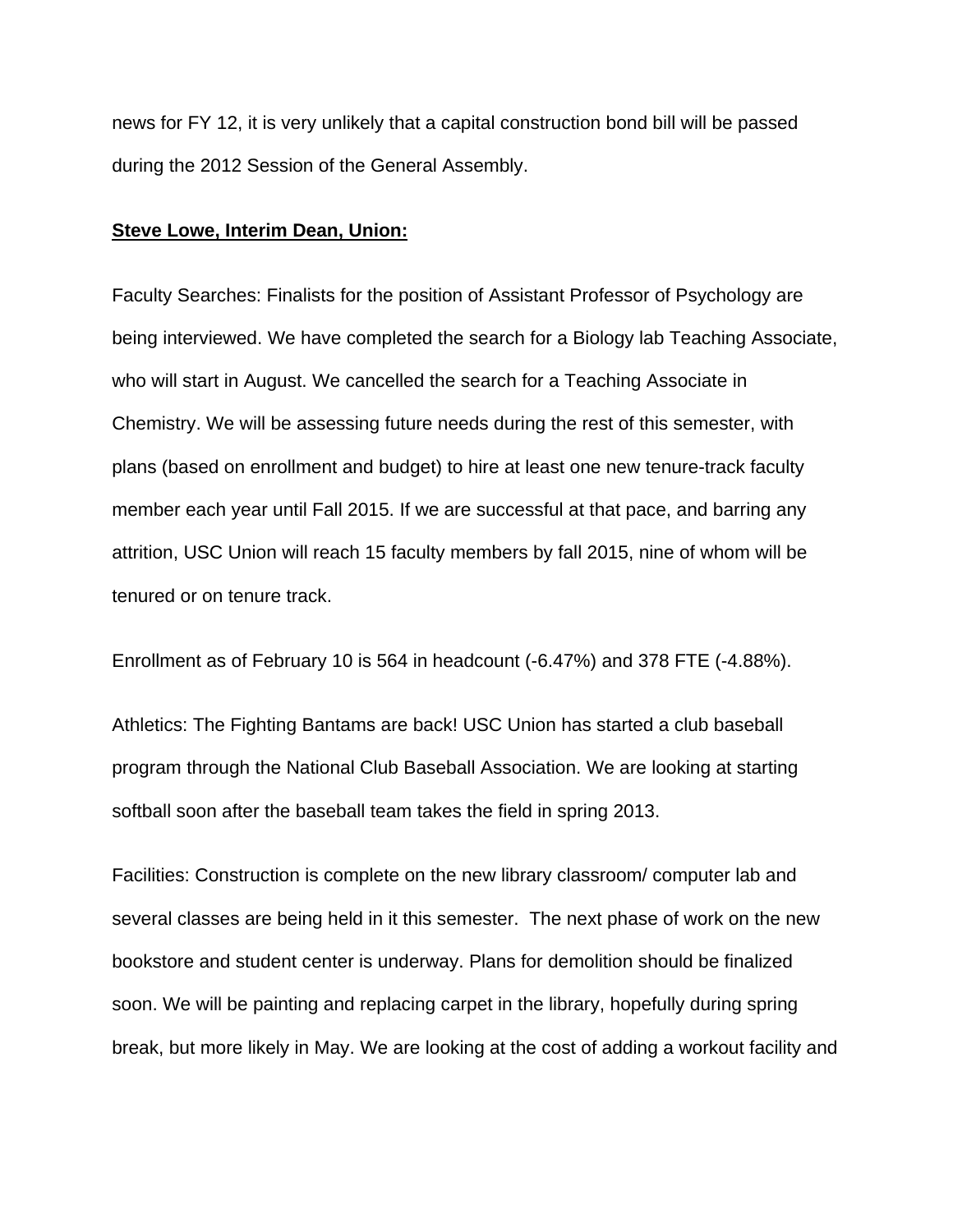news for FY 12, it is very unlikely that a capital construction bond bill will be passed during the 2012 Session of the General Assembly.

**Steve Lowe, Interim Dean, Union:**

Faculty Searches: Finalists for the position of Assistant Professor of Psychology are being interviewed. We have completed the search for a Biology lab Teaching Associate, who will start in August. We cancelled the search for a Teaching Associate in Chemistry. We will be assessing future needs during the rest of this semester, with plans (based on enrollment and budget) to hire at least one new tenure-track faculty member each year until Fall 2015. If we are successful at that pace, and barring any attrition, USC Union will reach 15 faculty members by fall 2015, nine of whom will be tenured or on tenure track.

Enrollment as of February 10 is 564 in headcount (-6.47%) and 378 FTE (-4.88%).

Athletics: The Fighting Bantams are back! USC Union has started a club baseball program through the National Club Baseball Association. We are looking at starting softball soon after the baseball team takes the field in spring 2013.

Facilities: Construction is complete on the new library classroom/ computer lab and several classes are being held in it this semester. The next phase of work on the new bookstore and student center is underway. Plans for demolition should be finalized soon. We will be painting and replacing carpet in the library, hopefully during spring break, but more likely in May. We are looking at the cost of adding a workout facility and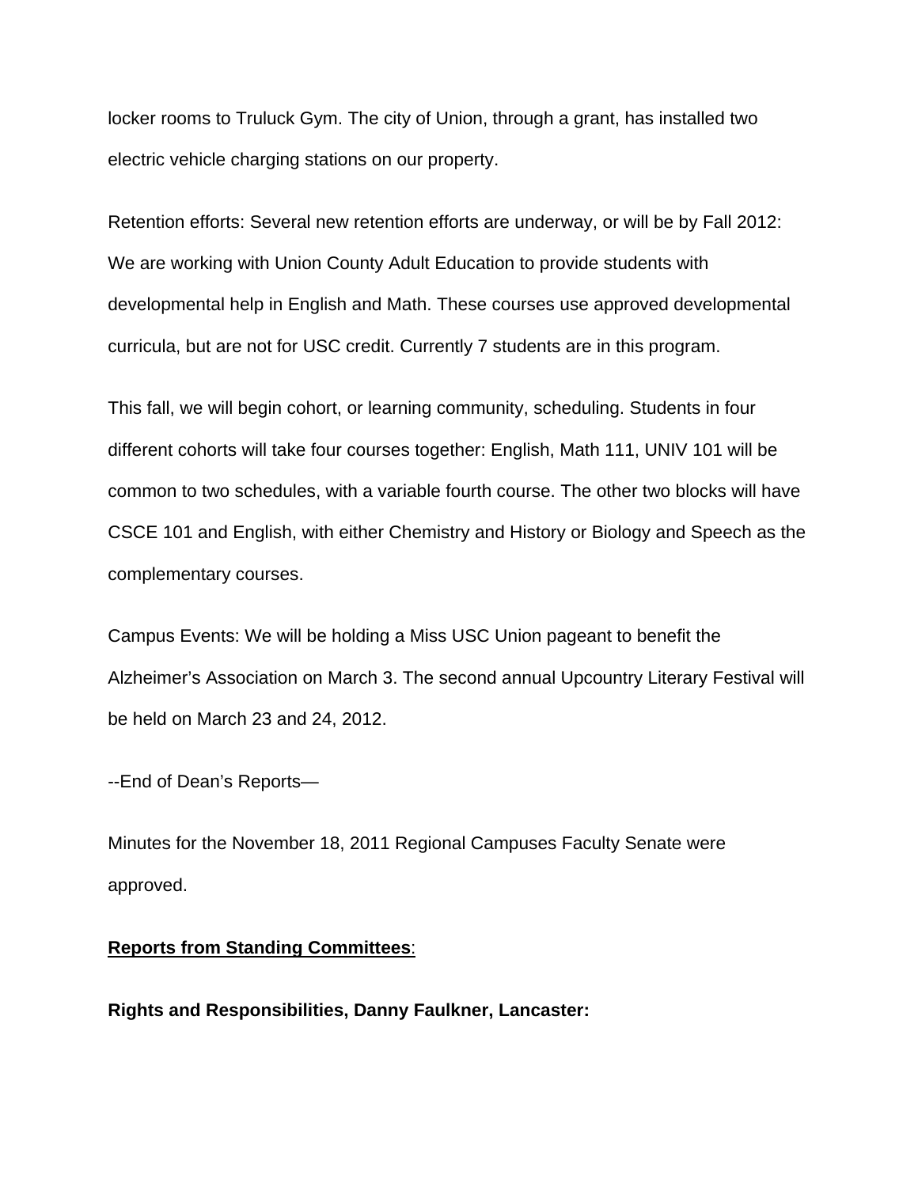locker rooms to Truluck Gym. The city of Union, through a grant, has installed two electric vehicle charging stations on our property.

Retention efforts: Several new retention efforts are underway, or will be by Fall 2012: We are working with Union County Adult Education to provide students with developmental help in English and Math. These courses use approved developmental curricula, but are not for USC credit. Currently 7 students are in this program.

This fall, we will begin cohort, or learning community, scheduling. Students in four different cohorts will take four courses together: English, Math 111, UNIV 101 will be common to two schedules, with a variable fourth course. The other two blocks will have CSCE 101 and English, with either Chemistry and History or Biology and Speech as the complementary courses.

Campus Events: We will be holding a Miss USC Union pageant to benefit the Alzheimer's Association on March 3. The second annual Upcountry Literary Festival will be held on March 23 and 24, 2012.

--End of Dean's Reports—

Minutes for the November 18, 2011 Regional Campuses Faculty Senate were approved.

**<u>Reports from Standing Committees</u>**:

**Rights and Responsibilities, Danny Faulkner, Lancaster:**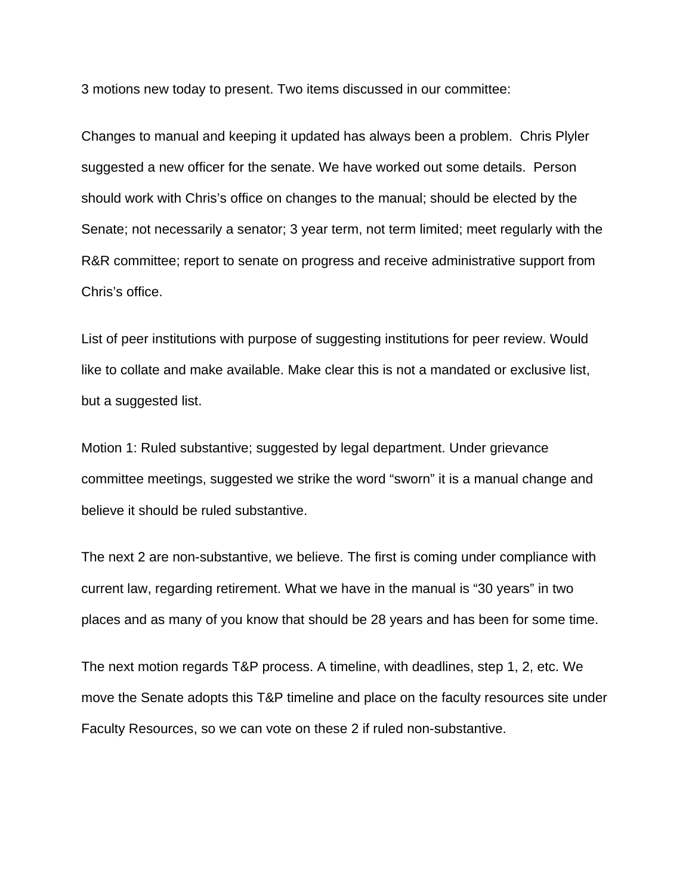3 motions new today to present. Two items discussed in our committee:

Changes to manual and keeping it updated has always been a problem. Chris Plyler suggested a new officer for the senate. We have worked out some details. Person should work with Chris's office on changes to the manual; should be elected by the Senate; not necessarily a senator; 3 year term, not term limited; meet regularly with the R&R committee; report to senate on progress and receive administrative support from Chris's office.

List of peer institutions with purpose of suggesting institutions for peer review. Would like to collate and make available. Make clear this is not a mandated or exclusive list, but a suggested list.

Motion 1: Ruled substantive; suggested by legal department. Under grievance committee meetings, suggested we strike the word "sworn" it is a manual change and believe it should be ruled substantive.

The next 2 are non-substantive, we believe. The first is coming under compliance with current law, regarding retirement. What we have in the manual is "30 years" in two places and as many of you know that should be 28 years and has been for some time.

The next motion regards T&P process. A timeline, with deadlines, step 1, 2, etc. We move the Senate adopts this T&P timeline and place on the faculty resources site under Faculty Resources, so we can vote on these 2 if ruled non-substantive.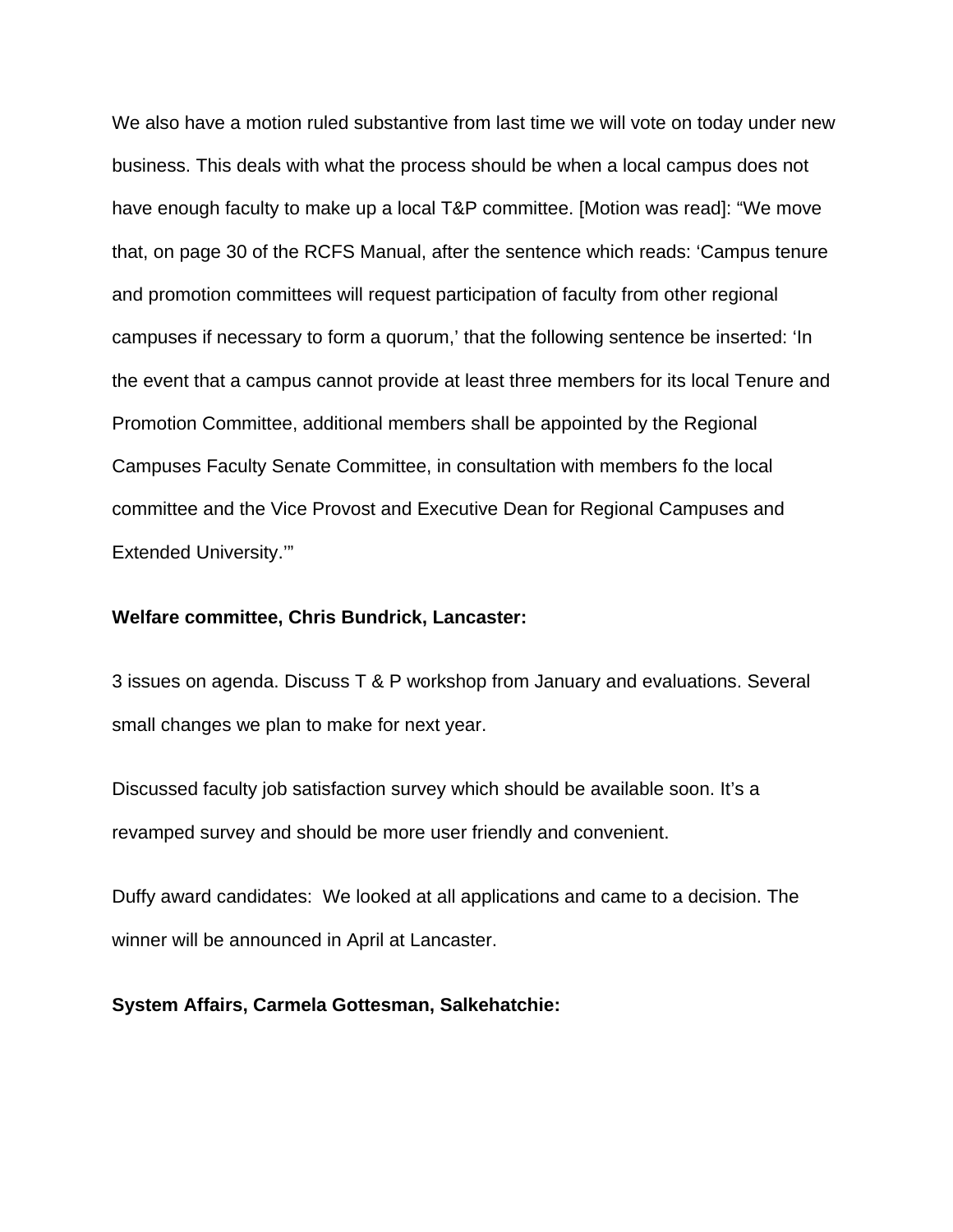We also have a motion ruled substantive from last time we will vote on today under new business. This deals with what the process should be when a local campus does not have enough faculty to make up a local T&P committee. [Motion was read]: “We move that, on page 30 of the RCFS Manual, after the sentence which reads: ‘Campus tenure and promotion committees will request participation of faculty from other regional campuses if necessary to form a quorum,’ that the following sentence be inserted: ‘In the event that a campus cannot provide at least three members for its local Tenure and Promotion Committee, additional members shall be appointed by the Regional Campuses Faculty Senate Committee, in consultation with members fo the local committee and the Vice Provost and Executive Dean for Regional Campuses and Extended University.’”

**Welfare committee, Chris Bundrick, Lancaster:**

3 issues on agenda. Discuss T & P workshop from January and evaluations. Several small changes we plan to make for next year.

Discussed faculty job satisfaction survey which should be available soon. It’s a revamped survey and should be more user friendly and convenient.

Duffy award candidates: We looked at all applications and came to a decision. The winner will be announced in April at Lancaster.

**System Affairs, Carmela Gottesman, Salkehatchie:**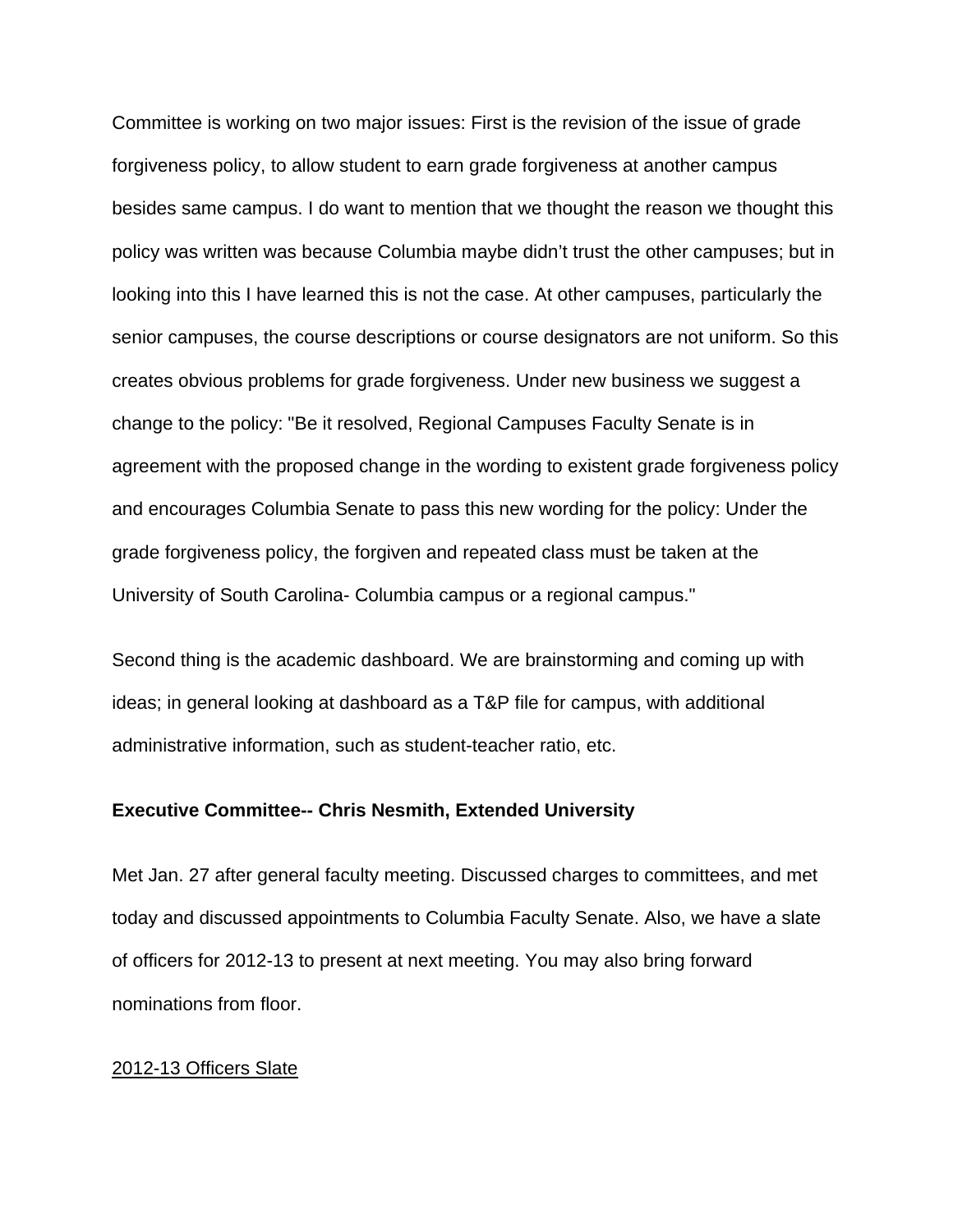Committee is working on two major issues: First is the revision of the issue of grade forgiveness policy, to allow student to earn grade forgiveness at another campus besides same campus. I do want to mention that we thought the reason we thought this policy was written was because Columbia maybe didn't trust the other campuses; but in looking into this I have learned this is not the case. At other campuses, particularly the senior campuses, the course descriptions or course designators are not uniform. So this creates obvious problems for grade forgiveness. Under new business we suggest a change to the policy: "Be it resolved, Regional Campuses Faculty Senate is in agreement with the proposed change in the wording to existent grade forgiveness policy and encourages Columbia Senate to pass this new wording for the policy: Under the grade forgiveness policy, the forgiven and repeated class must be taken at the University of South Carolina- Columbia campus or a regional campus."

Second thing is the academic dashboard. We are brainstorming and coming up with ideas; in general looking at dashboard as a T&P file for campus, with additional administrative information, such as student-teacher ratio, etc.

**Executive Committee-- Chris Nesmith, Extended University**

Met Jan. 27 after general faculty meeting. Discussed charges to committees, and met today and discussed appointments to Columbia Faculty Senate. Also, we have a slate of officers for 2012-13 to present at next meeting. You may also bring forward nominations from floor.

<u>2012-13 Officers Slate</u>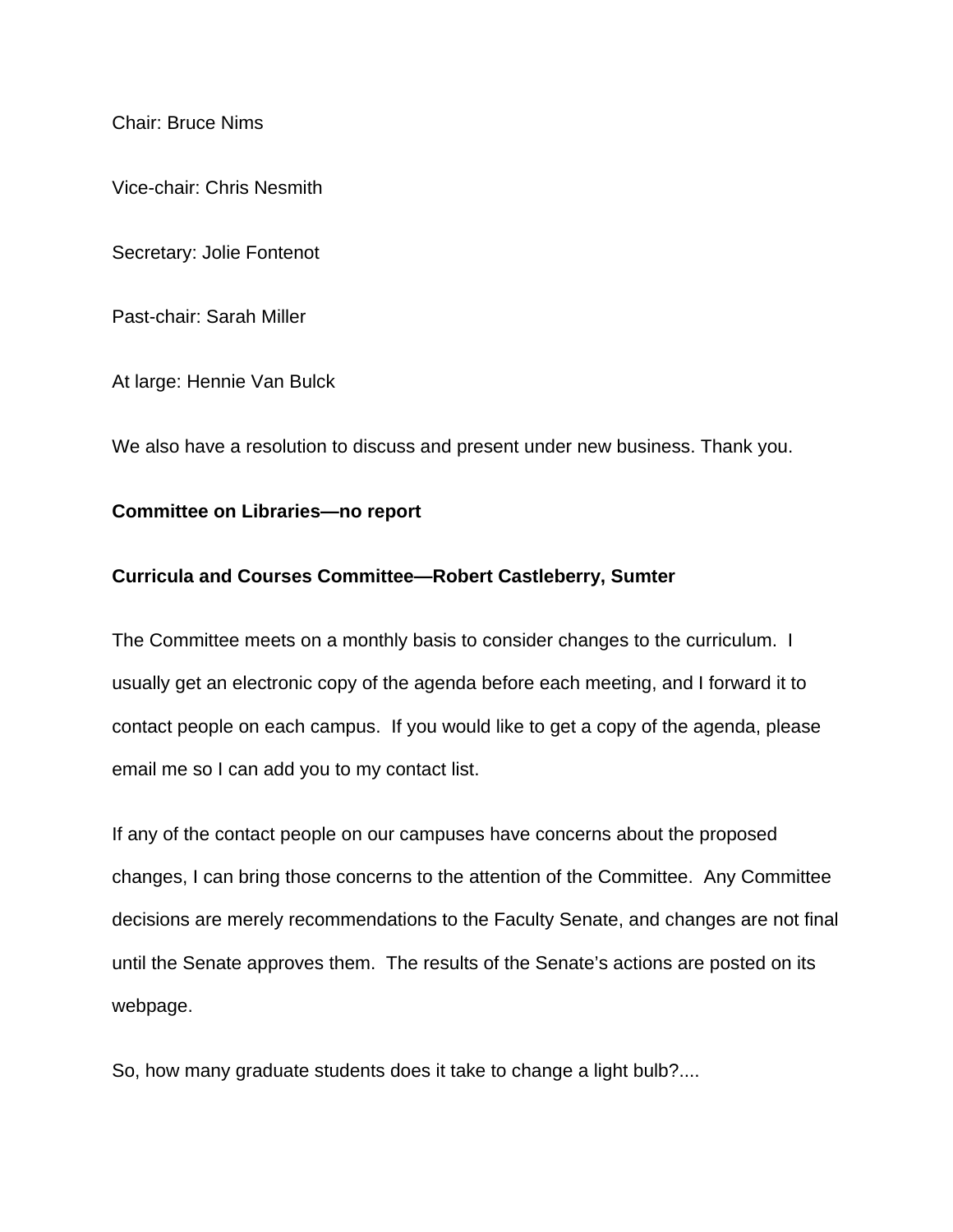Chair: Bruce Nims

Vice-chair: Chris Nesmith

Secretary: Jolie Fontenot

Past-chair: Sarah Miller

At large: Hennie Van Bulck

We also have a resolution to discuss and present under new business. Thank you.

**Committee on Libraries—no report**

**Curricula and Courses Committee—Robert Castleberry, Sumter**

The Committee meets on a monthly basis to consider changes to the curriculum. I usually get an electronic copy of the agenda before each meeting, and I forward it to contact people on each campus. If you would like to get a copy of the agenda, please email me so I can add you to my contact list.

If any of the contact people on our campuses have concerns about the proposed changes, I can bring those concerns to the attention of the Committee. Any Committee decisions are merely recommendations to the Faculty Senate, and changes are not final until the Senate approves them. The results of the Senate's actions are posted on its webpage.

So, how many graduate students does it take to change a light bulb?....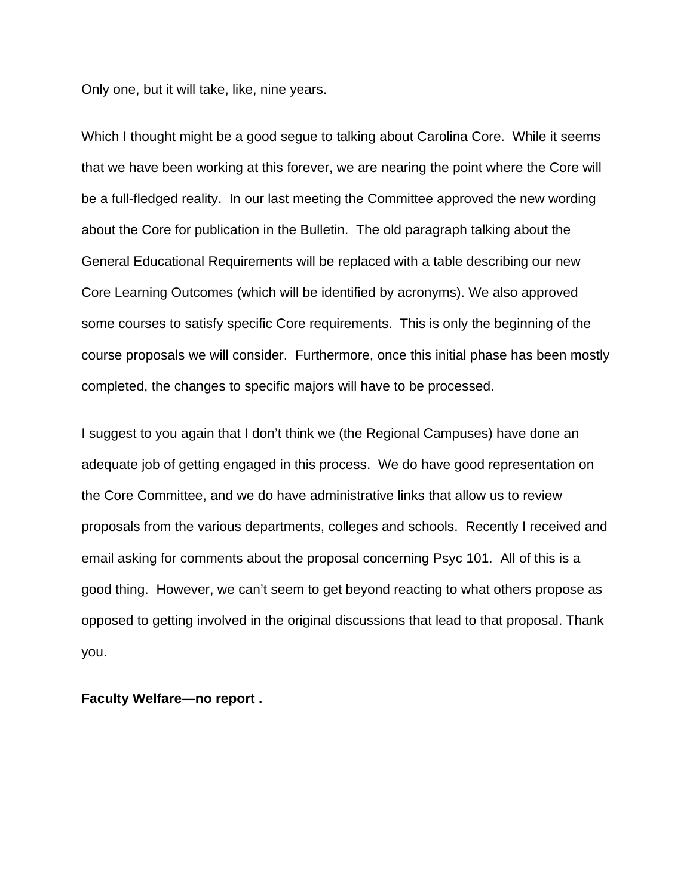Only one, but it will take, like, nine years.

Which I thought might be a good segue to talking about Carolina Core. While it seems that we have been working at this forever, we are nearing the point where the Core will be a full-fledged reality. In our last meeting the Committee approved the new wording about the Core for publication in the Bulletin. The old paragraph talking about the General Educational Requirements will be replaced with a table describing our new Core Learning Outcomes (which will be identified by acronyms). We also approved some courses to satisfy specific Core requirements. This is only the beginning of the course proposals we will consider. Furthermore, once this initial phase has been mostly completed, the changes to specific majors will have to be processed.

I suggest to you again that I don't think we (the Regional Campuses) have done an adequate job of getting engaged in this process. We do have good representation on the Core Committee, and we do have administrative links that allow us to review proposals from the various departments, colleges and schools. Recently I received and email asking for comments about the proposal concerning Psyc 101. All of this is a good thing. However, we can't seem to get beyond reacting to what others propose as opposed to getting involved in the original discussions that lead to that proposal. Thank you.

**Faculty Welfare—no report .**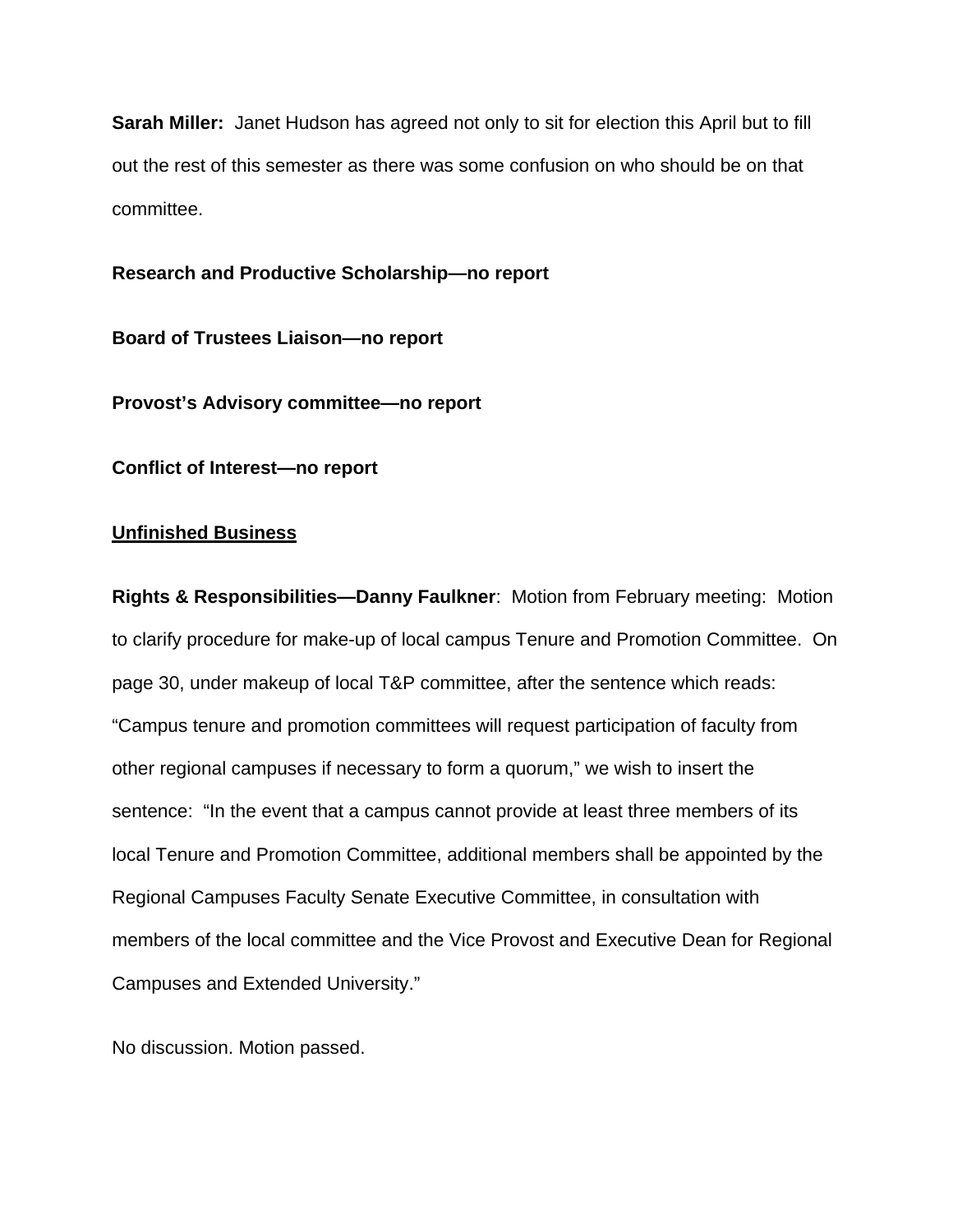**Sarah Miller:** Janet Hudson has agreed not only to sit for election this April but to fill out the rest of this semester as there was some confusion on who should be on that committee.

**Research and Productive Scholarship—no report**

**Board of Trustees Liaison—no report**

**Provost's Advisory committee—no report**

**Conflict of Interest—no report**

**<u>Unfinished Business</u>**

**Rights & Responsibilities—Danny Faulkner**: Motion from February meeting: Motion to clarify procedure for make-up of local campus Tenure and Promotion Committee. On page 30, under makeup of local T&P committee, after the sentence which reads: "Campus tenure and promotion committees will request participation of faculty from other regional campuses if necessary to form a quorum," we wish to insert the sentence: "In the event that a campus cannot provide at least three members of its local Tenure and Promotion Committee, additional members shall be appointed by the Regional Campuses Faculty Senate Executive Committee, in consultation with members of the local committee and the Vice Provost and Executive Dean for Regional Campuses and Extended University."

No discussion. Motion passed.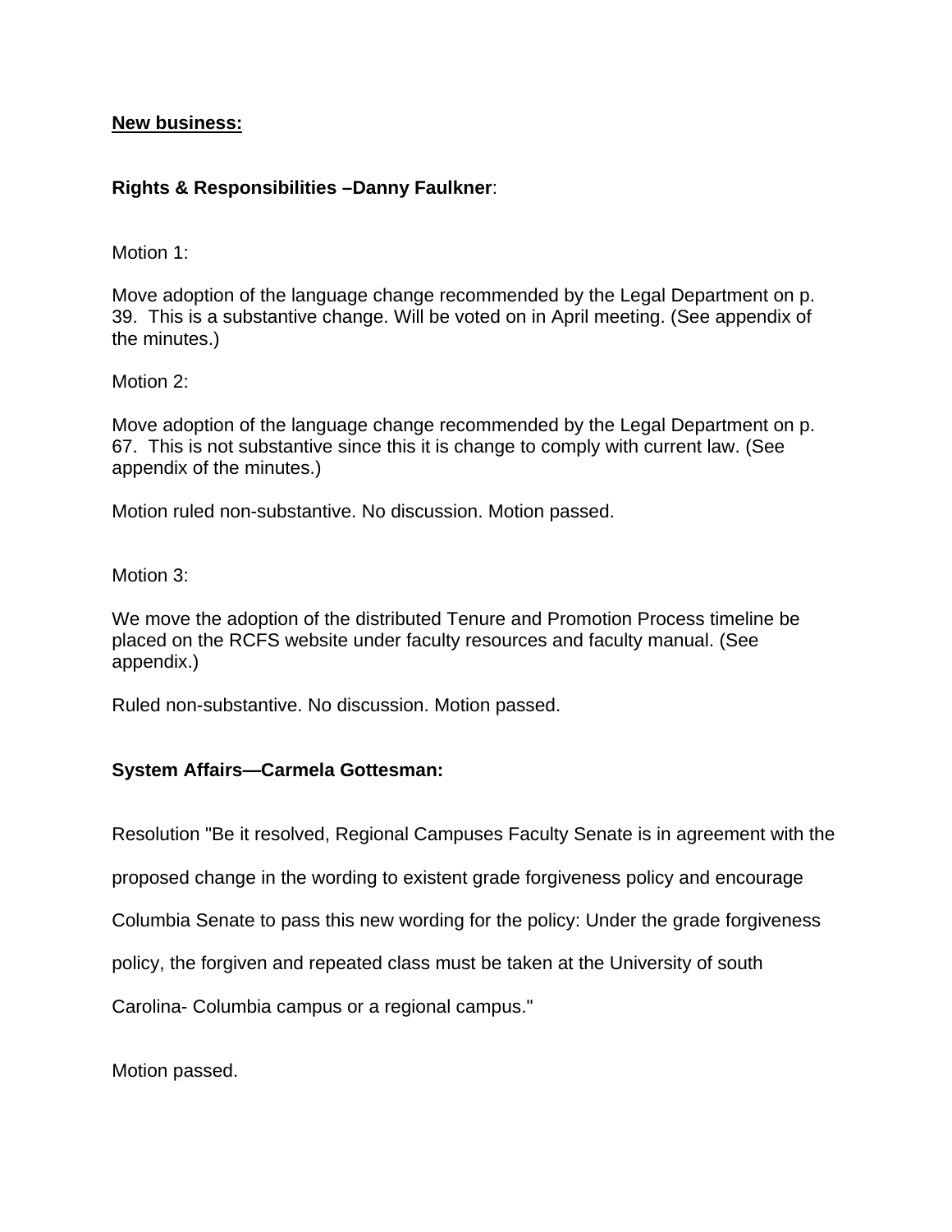**New business:**

**Rights & Responsibilities –Danny Faulkner**:

Motion 1:

Move adoption of the language change recommended by the Legal Department on p. 39. This is a substantive change. Will be voted on in April meeting. (See appendix of the minutes.)

Motion 2:

Move adoption of the language change recommended by the Legal Department on p. 67. This is not substantive since this it is change to comply with current law. (See appendix of the minutes.)

Motion ruled non-substantive. No discussion. Motion passed.

Motion 3:

We move the adoption of the distributed Tenure and Promotion Process timeline be placed on the RCFS website under faculty resources and faculty manual. (See appendix.)

Ruled non-substantive. No discussion. Motion passed.

**System Affairs—Carmela Gottesman:**

Resolution "Be it resolved, Regional Campuses Faculty Senate is in agreement with the proposed change in the wording to existent grade forgiveness policy and encourage Columbia Senate to pass this new wording for the policy: Under the grade forgiveness policy, the forgiven and repeated class must be taken at the University of south Carolina- Columbia campus or a regional campus."

Motion passed.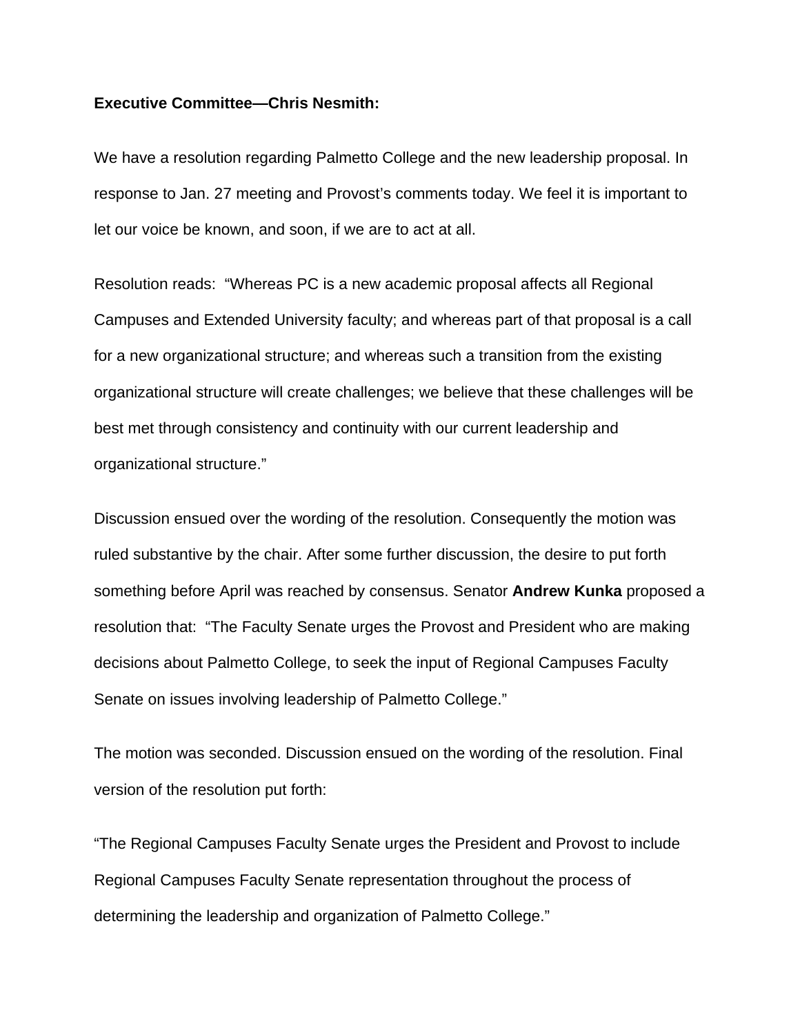**Executive Committee—Chris Nesmith:**

We have a resolution regarding Palmetto College and the new leadership proposal. In response to Jan. 27 meeting and Provost's comments today. We feel it is important to let our voice be known, and soon, if we are to act at all.

Resolution reads: "Whereas PC is a new academic proposal affects all Regional Campuses and Extended University faculty; and whereas part of that proposal is a call for a new organizational structure; and whereas such a transition from the existing organizational structure will create challenges; we believe that these challenges will be best met through consistency and continuity with our current leadership and organizational structure."

Discussion ensued over the wording of the resolution. Consequently the motion was ruled substantive by the chair. After some further discussion, the desire to put forth something before April was reached by consensus. Senator **Andrew Kunka** proposed a resolution that: "The Faculty Senate urges the Provost and President who are making decisions about Palmetto College, to seek the input of Regional Campuses Faculty Senate on issues involving leadership of Palmetto College."

The motion was seconded. Discussion ensued on the wording of the resolution. Final version of the resolution put forth:

"The Regional Campuses Faculty Senate urges the President and Provost to include Regional Campuses Faculty Senate representation throughout the process of determining the leadership and organization of Palmetto College."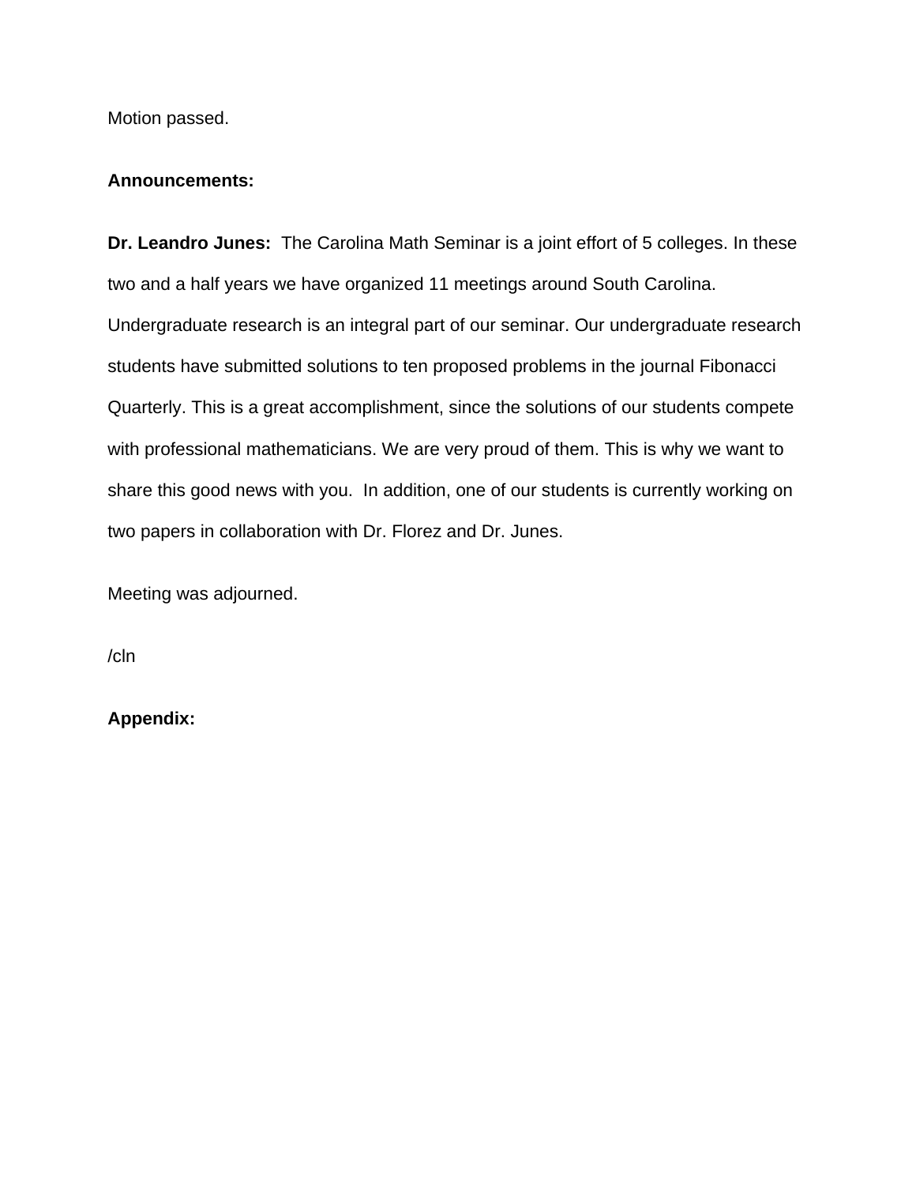Motion passed.

**Announcements:**

**Dr. Leandro Junes:** The Carolina Math Seminar is a joint effort of 5 colleges. In these two and a half years we have organized 11 meetings around South Carolina. Undergraduate research is an integral part of our seminar. Our undergraduate research students have submitted solutions to ten proposed problems in the journal Fibonacci Quarterly. This is a great accomplishment, since the solutions of our students compete with professional mathematicians. We are very proud of them. This is why we want to share this good news with you. In addition, one of our students is currently working on two papers in collaboration with Dr. Florez and Dr. Junes.

Meeting was adjourned.

/cln

**Appendix:**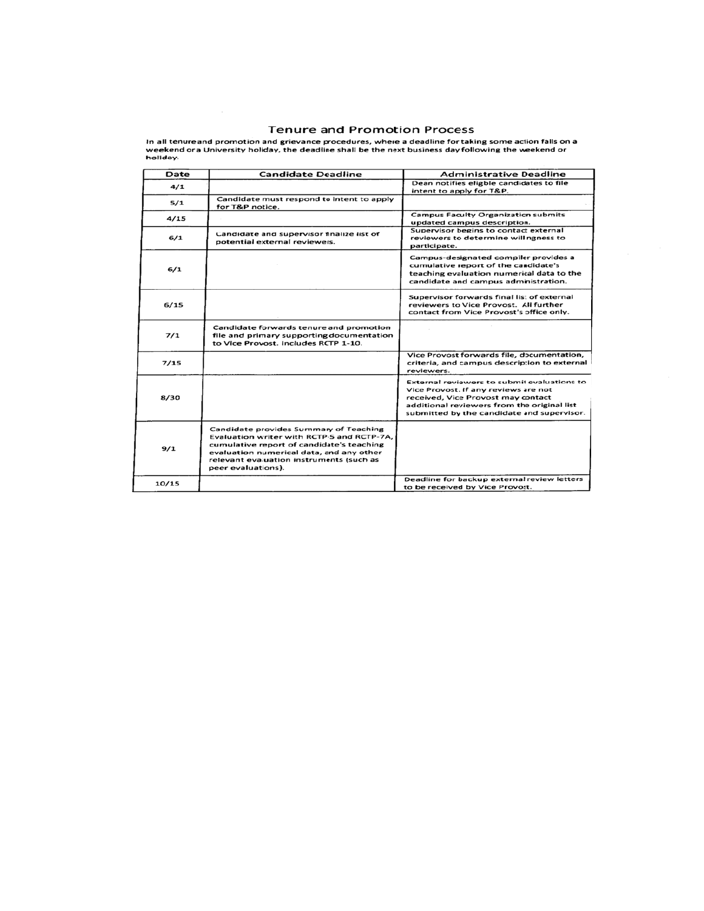# Tenure and Promotion Process

In all tenureand promotion and grievance procedures, where a deadline for taking some action falls on a weekend or a University holiday, the deadline shall be the next business dayfollowing the weekend or holiday.

| Date | Candidate Deadline | Administrative Deadline |
|---|---|---|
| 4/1 | | Dean notifies eligble candidates to file intent to apply for T&P. |
| 5/1 | Candidate must respond to intent to apply for T&P notice. | |
| 4/15 | | Campus Faculty Organization submits updated campus description. |
| 6/1 | Candidate and supervisor finalize list of potential external reviewers. | Supervisor begins to contact external reviewers to determine willngness to participate. |
| 6/1 | | Campus-designated compiler provides a cumulative report of the candidate's teaching evaluation numerical data to the candidate and campus administration. |
| 6/15 | | Supervisor forwards final list of external reviewers to Vice Provost. All further contact from Vice Provost's office only. |
| 7/1 | Candidate forwards tenure and promotion file and primary supportingdocumentation to Vice Provost. Includes RCTP 1-10. | |
| 7/15 | | Vice Provost forwards file, documentation, criteria, and campus description to external reviewers. |
| 8/30 | | External reviewers to submit evaluations to Vice Provost. If any reviews are not received, Vice Provost may contact additional reviewers from the original list submitted by the candidate and supervisor. |
| 9/1 | Candidate provides Summary of Teaching Evaluation writer with RCTP-5 and RCTP-7A, cumulative report of candidate's teaching evaluation numerical data, and any other relevant evaluation instruments (such as peer evaluations). | |
| 10/15 | | Deadline for backup external review letters to be received by Vice Provost. |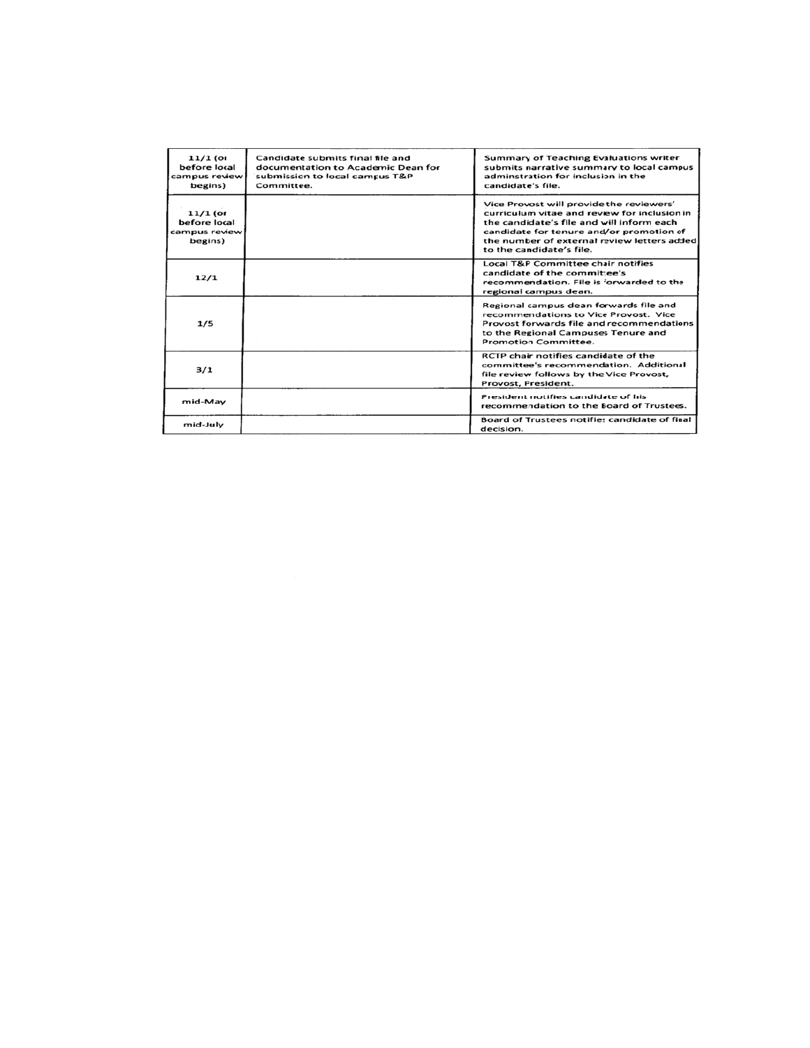| | | |
|---|---|---|
| 11/1 (or before local campus review begins) | Candidate submits final file and documentation to Academic Dean for submission to local campus T&P Committee. | Summary of Teaching Evaluations writer submits narrative summary to local campus adminstration for inclusion in the candidate's file. |
| 11/1 (or before local campus review begins) | | Vice Provost will provide the reviewers' curriculum vitae and review for inclusion in the candidate's file and will inform each candidate for tenure and/or promotion of the number of external review letters added to the candidate's file. |
| 12/1 | | Local T&P Committee chair notifies candidate of the committee's recommendation. File is forwarded to the regional campus dean. |
| 1/5 | | Regional campus dean forwards file and recommendations to Vice Provost. Vice Provost forwards file and recommendations to the Regional Campuses Tenure and Promotion Committee. |
| 3/1 | | RCTP chair notifies candidate of the committee's recommendation. Additional file review follows by the Vice Provost, Provost, President. |
| mid-May | | President notifies candidate of his recommendation to the Board of Trustees. |
| mid-July | | Board of Trustees notifies candidate of final decision. |